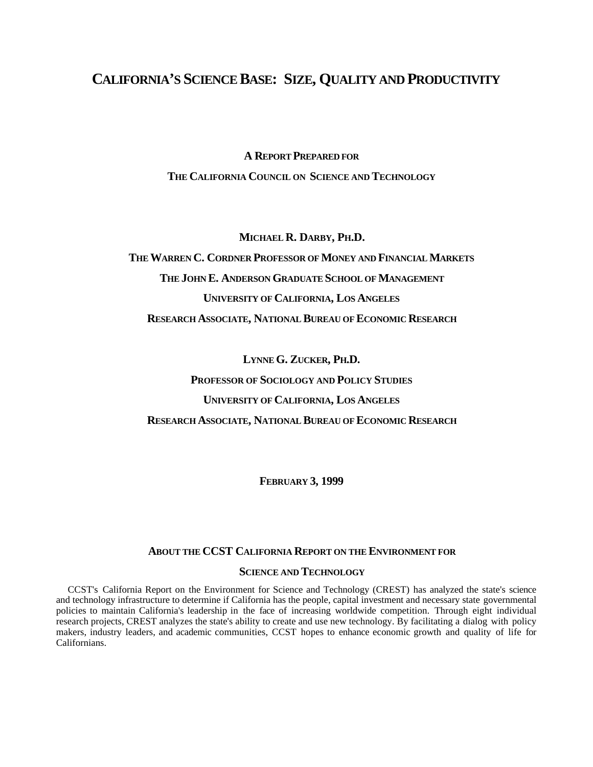# CALIFORNIA'S SCIENCE BASE: SIZE, QUALITY AND PRODUCTIVITY

**A REPORT PREPARED FOR**

**THE CALIFORNIA COUNCIL ON SCIENCE AND TECHNOLOGY**

**MICHAEL R. DARBY, PH.D.**

**THE WARREN C. CORDNER PROFESSOR OF MONEY AND FINANCIAL MARKETS**

**THE JOHN E. ANDERSON GRADUATE SCHOOL OF MANAGEMENT**

**UNIVERSITY OF CALIFORNIA, LOS ANGELES**

**RESEARCH ASSOCIATE, NATIONAL BUREAU OF ECONOMIC RESEARCH**

**LYNNE G. ZUCKER, PH.D.**

**PROFESSOR OF SOCIOLOGY AND POLICY STUDIES**

**UNIVERSITY OF CALIFORNIA, LOS ANGELES**

**RESEARCH ASSOCIATE, NATIONAL BUREAU OF ECONOMIC RESEARCH**

**FEBRUARY 3, 1999**

## ABOUT THE CCST CALIFORNIA REPORT ON THE ENVIRONMENT FOR SCIENCE AND TECHNOLOGY

CCST's California Report on the Environment for Science and Technology (CREST) has analyzed the state's science and technology infrastructure to determine if California has the people, capital investment and necessary state governmental policies to maintain California's leadership in the face of increasing worldwide competition. Through eight individual research projects, CREST analyzes the state's ability to create and use new technology. By facilitating a dialog with policy makers, industry leaders, and academic communities, CCST hopes to enhance economic growth and quality of life for Californians.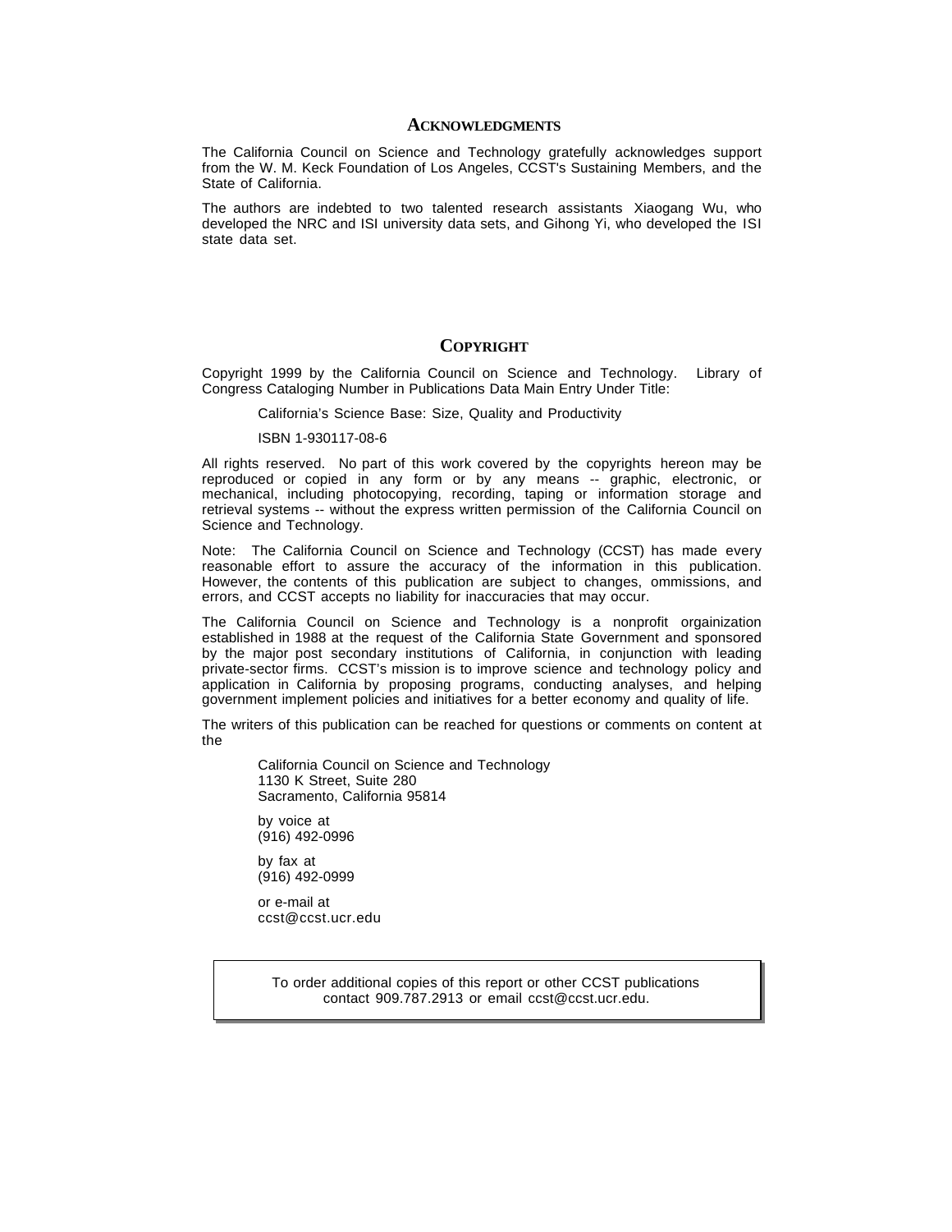## ACKNOWLEDGMENTS

The California Council on Science and Technology gratefully acknowledges support from the W. M. Keck Foundation of Los Angeles, CCST's Sustaining Members, and the State of California.

The authors are indebted to two talented research assistants Xiaogang Wu, who developed the NRC and ISI university data sets, and Gihong Yi, who developed the ISI state data set.

## COPYRIGHT

Copyright 1999 by the California Council on Science and Technology. Library of Congress Cataloging Number in Publications Data Main Entry Under Title:

> California's Science Base: Size, Quality and Productivity
>
> ISBN 1-930117-08-6

All rights reserved. No part of this work covered by the copyrights hereon may be reproduced or copied in any form or by any means -- graphic, electronic, or mechanical, including photocopying, recording, taping or information storage and retrieval systems -- without the express written permission of the California Council on Science and Technology.

Note: The California Council on Science and Technology (CCST) has made every reasonable effort to assure the accuracy of the information in this publication. However, the contents of this publication are subject to changes, ommissions, and errors, and CCST accepts no liability for inaccuracies that may occur.

The California Council on Science and Technology is a nonprofit orgainization established in 1988 at the request of the California State Government and sponsored by the major post secondary institutions of California, in conjunction with leading private-sector firms. CCST's mission is to improve science and technology policy and application in California by proposing programs, conducting analyses, and helping government implement policies and initiatives for a better economy and quality of life.

The writers of this publication can be reached for questions or comments on content at the

> California Council on Science and Technology
> 1130 K Street, Suite 280
> Sacramento, California 95814
>
> by voice at
> (916) 492-0996
>
> by fax at
> (916) 492-0999
>
> or e-mail at
> ccst@ccst.ucr.edu

To order additional copies of this report or other CCST publications contact 909.787.2913 or email ccst@ccst.ucr.edu.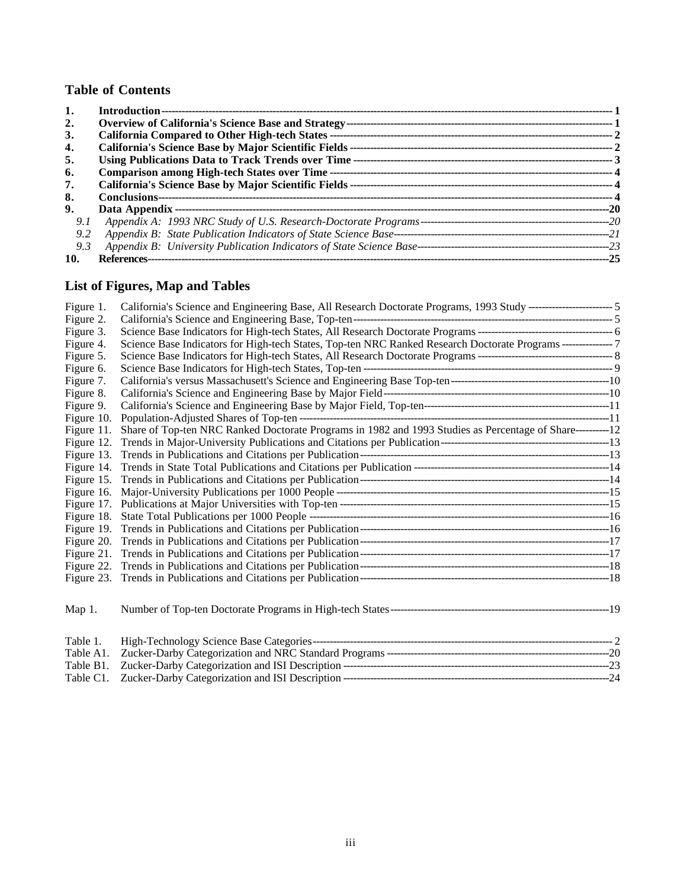## Table of Contents

| | | |
|---|---|---|
| **1.** | **Introduction** | **1** |
| **2.** | **Overview of California's Science Base and Strategy** | **1** |
| **3.** | **California Compared to Other High-tech States** | **2** |
| **4.** | **California's Science Base by Major Scientific Fields** | **2** |
| **5.** | **Using Publications Data to Track Trends over Time** | **3** |
| **6.** | **Comparison among High-tech States over Time** | **4** |
| **7.** | **California's Science Base by Major Scientific Fields** | **4** |
| **8.** | **Conclusions** | **4** |
| **9.** | **Data Appendix** | **20** |
| *9.1* | *Appendix A: 1993 NRC Study of U.S. Research-Doctorate Programs* | *20* |
| *9.2* | *Appendix B: State Publication Indicators of State Science Base* | *21* |
| *9.3* | *Appendix B: University Publication Indicators of State Science Base* | *23* |
| **10.** | **References** | **25** |

## List of Figures, Map and Tables

| | | |
|---|---|---|
| Figure 1. | California's Science and Engineering Base, All Research Doctorate Programs, 1993 Study | 5 |
| Figure 2. | California's Science and Engineering Base, Top-ten | 5 |
| Figure 3. | Science Base Indicators for High-tech States, All Research Doctorate Programs | 6 |
| Figure 4. | Science Base Indicators for High-tech States, Top-ten NRC Ranked Research Doctorate Programs | 7 |
| Figure 5. | Science Base Indicators for High-tech States, All Research Doctorate Programs | 8 |
| Figure 6. | Science Base Indicators for High-tech States, Top-ten | 9 |
| Figure 7. | California's versus Massachusett's Science and Engineering Base Top-ten | 10 |
| Figure 8. | California's Science and Engineering Base by Major Field | 10 |
| Figure 9. | California's Science and Engineering Base by Major Field, Top-ten | 11 |
| Figure 10. | Population-Adjusted Shares of Top-ten | 11 |
| Figure 11. | Share of Top-ten NRC Ranked Doctorate Programs in 1982 and 1993 Studies as Percentage of Share | 12 |
| Figure 12. | Trends in Major-University Publications and Citations per Publication | 13 |
| Figure 13. | Trends in Publications and Citations per Publication | 13 |
| Figure 14. | Trends in State Total Publications and Citations per Publication | 14 |
| Figure 15. | Trends in Publications and Citations per Publication | 14 |
| Figure 16. | Major-University Publications per 1000 People | 15 |
| Figure 17. | Publications at Major Universities with Top-ten | 15 |
| Figure 18. | State Total Publications per 1000 People | 16 |
| Figure 19. | Trends in Publications and Citations per Publication | 16 |
| Figure 20. | Trends in Publications and Citations per Publication | 17 |
| Figure 21. | Trends in Publications and Citations per Publication | 17 |
| Figure 22. | Trends in Publications and Citations per Publication | 18 |
| Figure 23. | Trends in Publications and Citations per Publication | 18 |
| | | |
| Map 1. | Number of Top-ten Doctorate Programs in High-tech States | 19 |
| | | |
| Table 1. | High-Technology Science Base Categories | 2 |
| Table A1. | Zucker-Darby Categorization and NRC Standard Programs | 20 |
| Table B1. | Zucker-Darby Categorization and ISI Description | 23 |
| Table C1. | Zucker-Darby Categorization and ISI Description | 24 |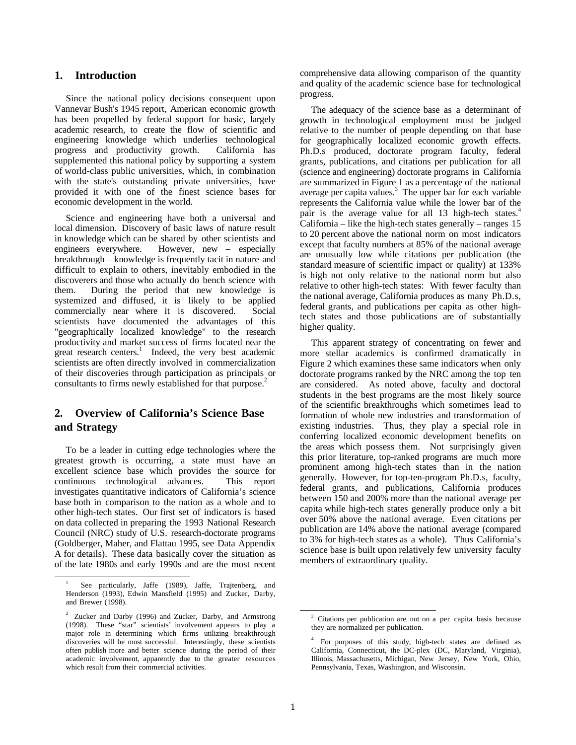## 1. Introduction

Since the national policy decisions consequent upon Vannevar Bush's 1945 report, American economic growth has been propelled by federal support for basic, largely academic research, to create the flow of scientific and engineering knowledge which underlies technological progress and productivity growth. California has supplemented this national policy by supporting a system of world-class public universities, which, in combination with the state's outstanding private universities, have provided it with one of the finest science bases for economic development in the world.

Science and engineering have both a universal and local dimension. Discovery of basic laws of nature result in knowledge which can be shared by other scientists and engineers everywhere. However, new – especially breakthrough – knowledge is frequently tacit in nature and difficult to explain to others, inevitably embodied in the discoverers and those who actually do bench science with them. During the period that new knowledge is systemized and diffused, it is likely to be applied commercially near where it is discovered. Social scientists have documented the advantages of this "geographically localized knowledge" to the research productivity and market success of firms located near the great research centers.[1] Indeed, the very best academic scientists are often directly involved in commercialization of their discoveries through participation as principals or consultants to firms newly established for that purpose.[2]

## 2. Overview of California's Science Base and Strategy

To be a leader in cutting edge technologies where the greatest growth is occurring, a state must have an excellent science base which provides the source for continuous technological advances. This report investigates quantitative indicators of California's science base both in comparison to the nation as a whole and to other high-tech states. Our first set of indicators is based on data collected in preparing the 1993 National Research Council (NRC) study of U.S. research-doctorate programs (Goldberger, Maher, and Flattau 1995, see Data Appendix A for details). These data basically cover the situation as of the late 1980s and early 1990s and are the most recent comprehensive data allowing comparison of the quantity and quality of the academic science base for technological progress.

The adequacy of the science base as a determinant of growth in technological employment must be judged relative to the number of people depending on that base for geographically localized economic growth effects. Ph.D.s produced, doctorate program faculty, federal grants, publications, and citations per publication for all (science and engineering) doctorate programs in California are summarized in Figure 1 as a percentage of the national average per capita values.[3] The upper bar for each variable represents the California value while the lower bar of the pair is the average value for all 13 high-tech states.[4] California – like the high-tech states generally – ranges 15 to 20 percent above the national norm on most indicators except that faculty numbers at 85% of the national average are unusually low while citations per publication (the standard measure of scientific impact or quality) at 133% is high not only relative to the national norm but also relative to other high-tech states: With fewer faculty than the national average, California produces as many Ph.D.s, federal grants, and publications per capita as other high-tech states and those publications are of substantially higher quality.

This apparent strategy of concentrating on fewer and more stellar academics is confirmed dramatically in Figure 2 which examines these same indicators when only doctorate programs ranked by the NRC among the top ten are considered. As noted above, faculty and doctoral students in the best programs are the most likely source of the scientific breakthroughs which sometimes lead to formation of whole new industries and transformation of existing industries. Thus, they play a special role in conferring localized economic development benefits on the areas which possess them. Not surprisingly given this prior literature, top-ranked programs are much more prominent among high-tech states than in the nation generally. However, for top-ten-program Ph.D.s, faculty, federal grants, and publications, California produces between 150 and 200% more than the national average per capita while high-tech states generally produce only a bit over 50% above the national average. Even citations per publication are 14% above the national average (compared to 3% for high-tech states as a whole). Thus California's science base is built upon relatively few university faculty members of extraordinary quality.

---

[1] See particularly, Jaffe (1989), Jaffe, Trajtenberg, and Henderson (1993), Edwin Mansfield (1995) and Zucker, Darby, and Brewer (1998).

[2] Zucker and Darby (1996) and Zucker, Darby, and Armstrong (1998). These "star" scientists' involvement appears to play a major role in determining which firms utilizing breakthrough discoveries will be most successful. Interestingly, these scientists often publish more and better science during the period of their academic involvement, apparently due to the greater resources which result from their commercial activities.

[3] Citations per publication are not on a per capita basis because they are normalized per publication.

[4] For purposes of this study, high-tech states are defined as California, Connecticut, the DC-plex (DC, Maryland, Virginia), Illinois, Massachusetts, Michigan, New Jersey, New York, Ohio, Pennsylvania, Texas, Washington, and Wisconsin.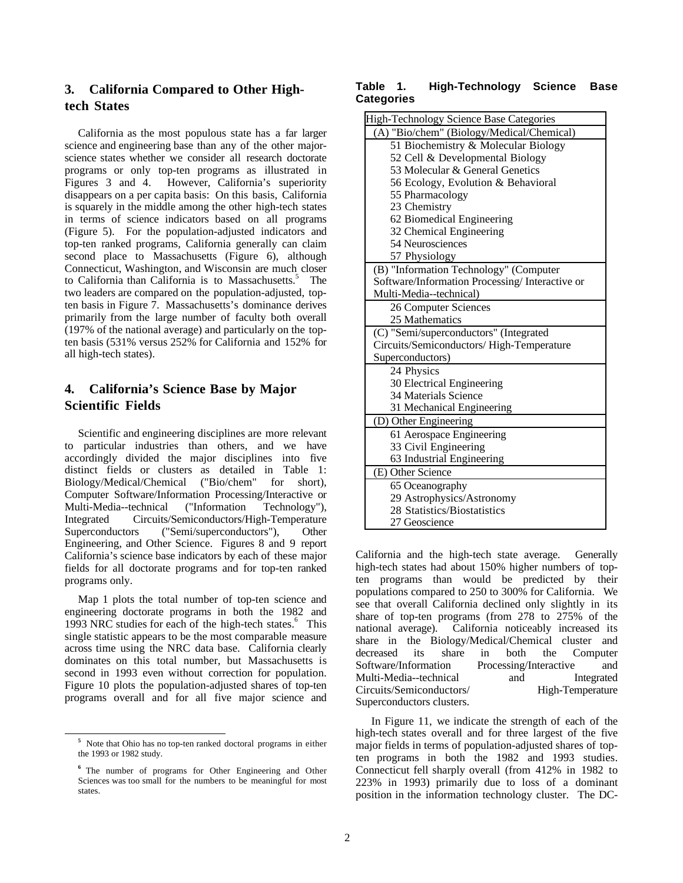## 3. California Compared to Other High-tech States

California as the most populous state has a far larger science and engineering base than any of the other major-science states whether we consider all research doctorate programs or only top-ten programs as illustrated in Figures 3 and 4. However, California's superiority disappears on a per capita basis: On this basis, California is squarely in the middle among the other high-tech states in terms of science indicators based on all programs (Figure 5). For the population-adjusted indicators and top-ten ranked programs, California generally can claim second place to Massachusetts (Figure 6), although Connecticut, Washington, and Wisconsin are much closer to California than California is to Massachusetts.[5] The two leaders are compared on the population-adjusted, top-ten basis in Figure 7. Massachusetts's dominance derives primarily from the large number of faculty both overall (197% of the national average) and particularly on the top-ten basis (531% versus 252% for California and 152% for all high-tech states).

## 4. California's Science Base by Major Scientific Fields

Scientific and engineering disciplines are more relevant to particular industries than others, and we have accordingly divided the major disciplines into five distinct fields or clusters as detailed in Table 1: Biology/Medical/Chemical ("Bio/chem" for short), Computer Software/Information Processing/Interactive or Multi-Media--technical ("Information Technology"), Integrated Circuits/Semiconductors/High-Temperature Superconductors ("Semi/superconductors"), Other Engineering, and Other Science. Figures 8 and 9 report California's science base indicators by each of these major fields for all doctorate programs and for top-ten ranked programs only.

Map 1 plots the total number of top-ten science and engineering doctorate programs in both the 1982 and 1993 NRC studies for each of the high-tech states.[6] This single statistic appears to be the most comparable measure across time using the NRC data base. California clearly dominates on this total number, but Massachusetts is second in 1993 even without correction for population. Figure 10 plots the population-adjusted shares of top-ten programs overall and for all five major science and

**Table 1. High-Technology Science Base Categories**

| High-Technology Science Base Categories |
|---|
| (A) "Bio/chem" (Biology/Medical/Chemical) |
| 51 Biochemistry & Molecular Biology<br>52 Cell & Developmental Biology<br>53 Molecular & General Genetics<br>56 Ecology, Evolution & Behavioral<br>55 Pharmacology<br>23 Chemistry<br>62 Biomedical Engineering<br>32 Chemical Engineering<br>54 Neurosciences<br>57 Physiology |
| (B) "Information Technology" (Computer Software/Information Processing/ Interactive or Multi-Media--technical) |
| 26 Computer Sciences<br>25 Mathematics |
| (C) "Semi/superconductors" (Integrated Circuits/Semiconductors/ High-Temperature Superconductors) |
| 24 Physics<br>30 Electrical Engineering<br>34 Materials Science<br>31 Mechanical Engineering |
| (D) Other Engineering |
| 61 Aerospace Engineering<br>33 Civil Engineering<br>63 Industrial Engineering |
| (E) Other Science |
| 65 Oceanography<br>29 Astrophysics/Astronomy<br>28 Statistics/Biostatistics<br>27 Geoscience |

California and the high-tech state average. Generally high-tech states had about 150% higher numbers of top-ten programs than would be predicted by their populations compared to 250 to 300% for California. We see that overall California declined only slightly in its share of top-ten programs (from 278 to 275% of the national average). California noticeably increased its share in the Biology/Medical/Chemical cluster and decreased its share in both the Computer Software/Information Processing/Interactive and Multi-Media--technical and Integrated Circuits/Semiconductors/ High-Temperature Superconductors clusters.

In Figure 11, we indicate the strength of each of the high-tech states overall and for three largest of the five major fields in terms of population-adjusted shares of top-ten programs in both the 1982 and 1993 studies. Connecticut fell sharply overall (from 412% in 1982 to 223% in 1993) primarily due to loss of a dominant position in the information technology cluster. The DC-

[5] Note that Ohio has no top-ten ranked doctoral programs in either the 1993 or 1982 study.

[6] The number of programs for Other Engineering and Other Sciences was too small for the numbers to be meaningful for most states.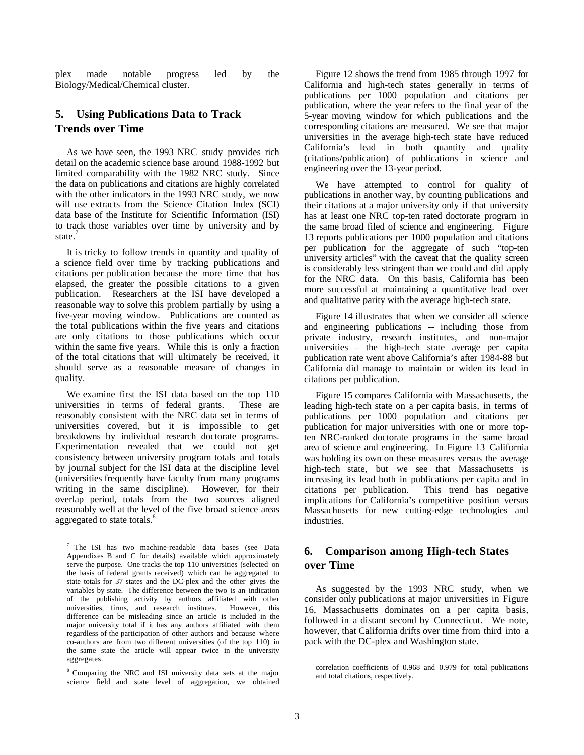plex made notable progress led by the Biology/Medical/Chemical cluster.

## 5. Using Publications Data to Track Trends over Time

As we have seen, the 1993 NRC study provides rich detail on the academic science base around 1988-1992 but limited comparability with the 1982 NRC study. Since the data on publications and citations are highly correlated with the other indicators in the 1993 NRC study, we now will use extracts from the Science Citation Index (SCI) data base of the Institute for Scientific Information (ISI) to track those variables over time by university and by state.[7]

It is tricky to follow trends in quantity and quality of a science field over time by tracking publications and citations per publication because the more time that has elapsed, the greater the possible citations to a given publication. Researchers at the ISI have developed a reasonable way to solve this problem partially by using a five-year moving window. Publications are counted as the total publications within the five years and citations are only citations to those publications which occur within the same five years. While this is only a fraction of the total citations that will ultimately be received, it should serve as a reasonable measure of changes in quality.

We examine first the ISI data based on the top 110 universities in terms of federal grants. These are reasonably consistent with the NRC data set in terms of universities covered, but it is impossible to get breakdowns by individual research doctorate programs. Experimentation revealed that we could not get consistency between university program totals and totals by journal subject for the ISI data at the discipline level (universities frequently have faculty from many programs writing in the same discipline). However, for their overlap period, totals from the two sources aligned reasonably well at the level of the five broad science areas aggregated to state totals.[8]

Figure 12 shows the trend from 1985 through 1997 for California and high-tech states generally in terms of publications per 1000 population and citations per publication, where the year refers to the final year of the 5-year moving window for which publications and the corresponding citations are measured. We see that major universities in the average high-tech state have reduced California's lead in both quantity and quality (citations/publication) of publications in science and engineering over the 13-year period.

We have attempted to control for quality of publications in another way, by counting publications and their citations at a major university only if that university has at least one NRC top-ten rated doctorate program in the same broad filed of science and engineering. Figure 13 reports publications per 1000 population and citations per publication for the aggregate of such "top-ten university articles" with the caveat that the quality screen is considerably less stringent than we could and did apply for the NRC data. On this basis, California has been more successful at maintaining a quantitative lead over and qualitative parity with the average high-tech state.

Figure 14 illustrates that when we consider all science and engineering publications -- including those from private industry, research institutes, and non-major universities – the high-tech state average per capita publication rate went above California's after 1984-88 but California did manage to maintain or widen its lead in citations per publication.

Figure 15 compares California with Massachusetts, the leading high-tech state on a per capita basis, in terms of publications per 1000 population and citations per publication for major universities with one or more top-ten NRC-ranked doctorate programs in the same broad area of science and engineering. In Figure 13 California was holding its own on these measures versus the average high-tech state, but we see that Massachusetts is increasing its lead both in publications per capita and in citations per publication. This trend has negative implications for California's competitive position versus Massachusetts for new cutting-edge technologies and industries.

## 6. Comparison among High-tech States over Time

As suggested by the 1993 NRC study, when we consider only publications at major universities in Figure 16, Massachusetts dominates on a per capita basis, followed in a distant second by Connecticut. We note, however, that California drifts over time from third into a pack with the DC-plex and Washington state.

---

[7] The ISI has two machine-readable data bases (see Data Appendixes B and C for details) available which approximately serve the purpose. One tracks the top 110 universities (selected on the basis of federal grants received) which can be aggregated to state totals for 37 states and the DC-plex and the other gives the variables by state. The difference between the two is an indication of the publishing activity by authors affiliated with other universities, firms, and research institutes. However, this difference can be misleading since an article is included in the major university total if it has any authors affiliated with them regardless of the participation of other authors and because where co-authors are from two different universities (of the top 110) in the same state the article will appear twice in the university aggregates.

[8] Comparing the NRC and ISI university data sets at the major science field and state level of aggregation, we obtained correlation coefficients of 0.968 and 0.979 for total publications and total citations, respectively.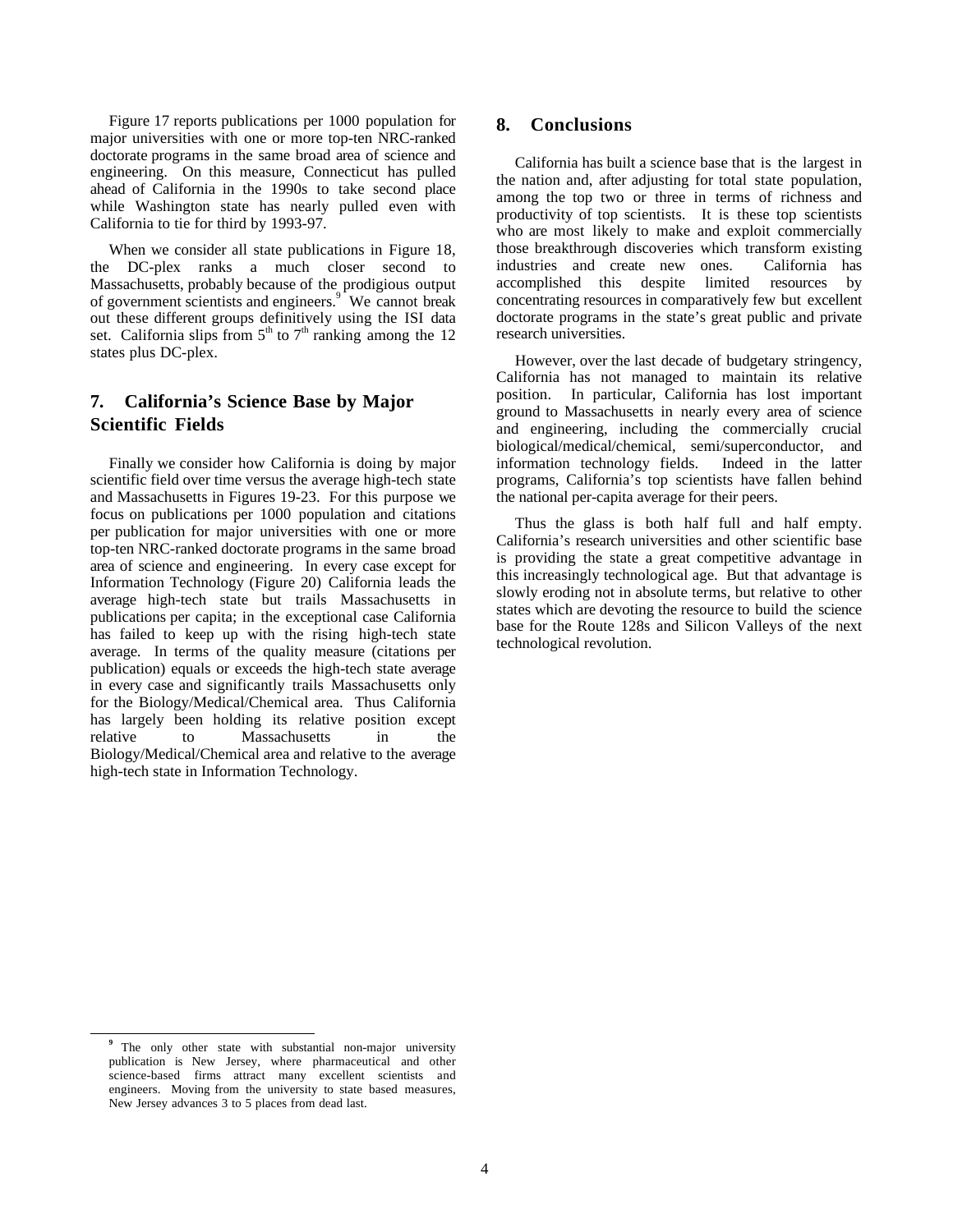Figure 17 reports publications per 1000 population for major universities with one or more top-ten NRC-ranked doctorate programs in the same broad area of science and engineering. On this measure, Connecticut has pulled ahead of California in the 1990s to take second place while Washington state has nearly pulled even with California to tie for third by 1993-97.

When we consider all state publications in Figure 18, the DC-plex ranks a much closer second to Massachusetts, probably because of the prodigious output of government scientists and engineers.[9] We cannot break out these different groups definitively using the ISI data set. California slips from 5th to 7th ranking among the 12 states plus DC-plex.

## 7. California's Science Base by Major Scientific Fields

Finally we consider how California is doing by major scientific field over time versus the average high-tech state and Massachusetts in Figures 19-23. For this purpose we focus on publications per 1000 population and citations per publication for major universities with one or more top-ten NRC-ranked doctorate programs in the same broad area of science and engineering. In every case except for Information Technology (Figure 20) California leads the average high-tech state but trails Massachusetts in publications per capita; in the exceptional case California has failed to keep up with the rising high-tech state average. In terms of the quality measure (citations per publication) equals or exceeds the high-tech state average in every case and significantly trails Massachusetts only for the Biology/Medical/Chemical area. Thus California has largely been holding its relative position except relative to Massachusetts in the Biology/Medical/Chemical area and relative to the average high-tech state in Information Technology.

## 8. Conclusions

California has built a science base that is the largest in the nation and, after adjusting for total state population, among the top two or three in terms of richness and productivity of top scientists. It is these top scientists who are most likely to make and exploit commercially those breakthrough discoveries which transform existing industries and create new ones. California has accomplished this despite limited resources by concentrating resources in comparatively few but excellent doctorate programs in the state's great public and private research universities.

However, over the last decade of budgetary stringency, California has not managed to maintain its relative position. In particular, California has lost important ground to Massachusetts in nearly every area of science and engineering, including the commercially crucial biological/medical/chemical, semi/superconductor, and information technology fields. Indeed in the latter programs, California's top scientists have fallen behind the national per-capita average for their peers.

Thus the glass is both half full and half empty. California's research universities and other scientific base is providing the state a great competitive advantage in this increasingly technological age. But that advantage is slowly eroding not in absolute terms, but relative to other states which are devoting the resource to build the science base for the Route 128s and Silicon Valleys of the next technological revolution.

---

[9] The only other state with substantial non-major university publication is New Jersey, where pharmaceutical and other science-based firms attract many excellent scientists and engineers. Moving from the university to state based measures, New Jersey advances 3 to 5 places from dead last.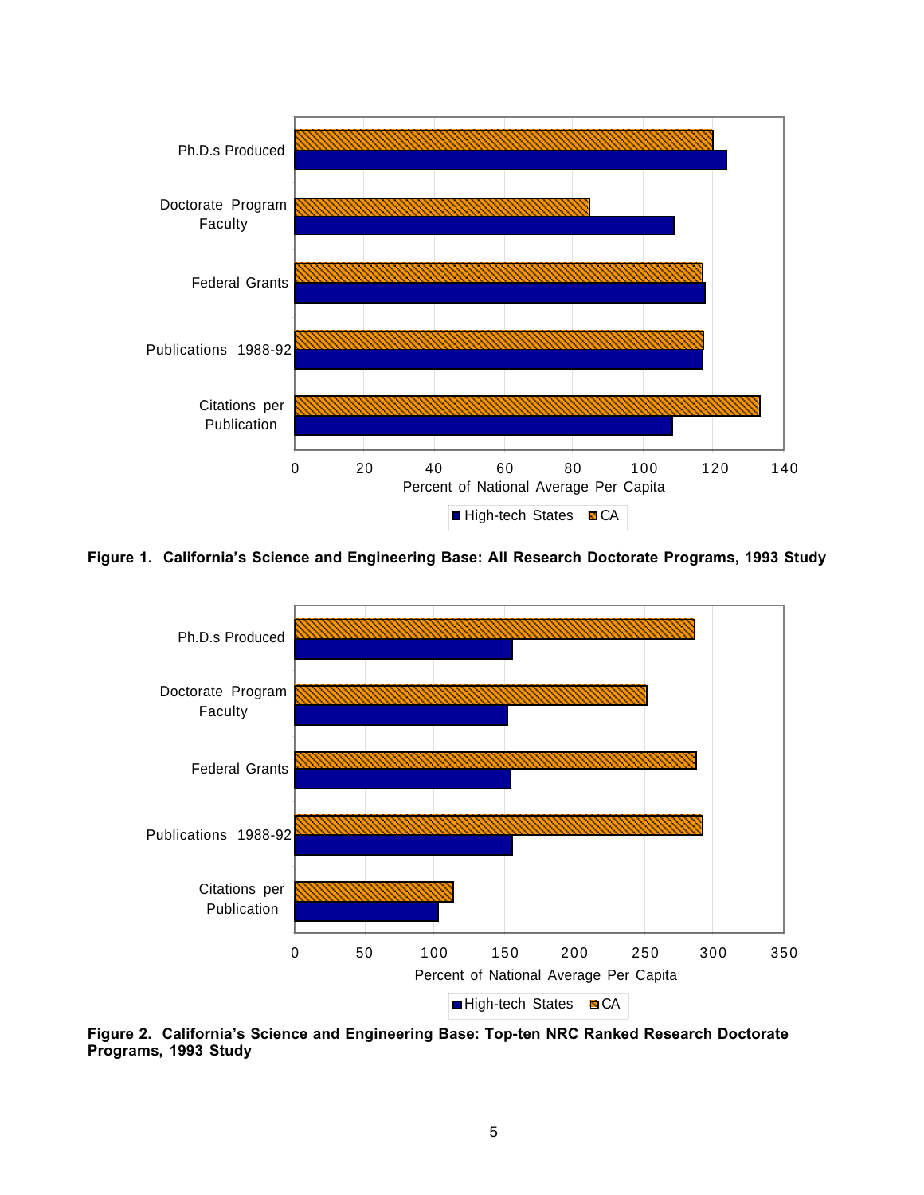**Figure 1. California's Science and Engineering Base: All Research Doctorate Programs, 1993 Study**

**Figure 2. California's Science and Engineering Base: Top-ten NRC Ranked Research Doctorate Programs, 1993 Study**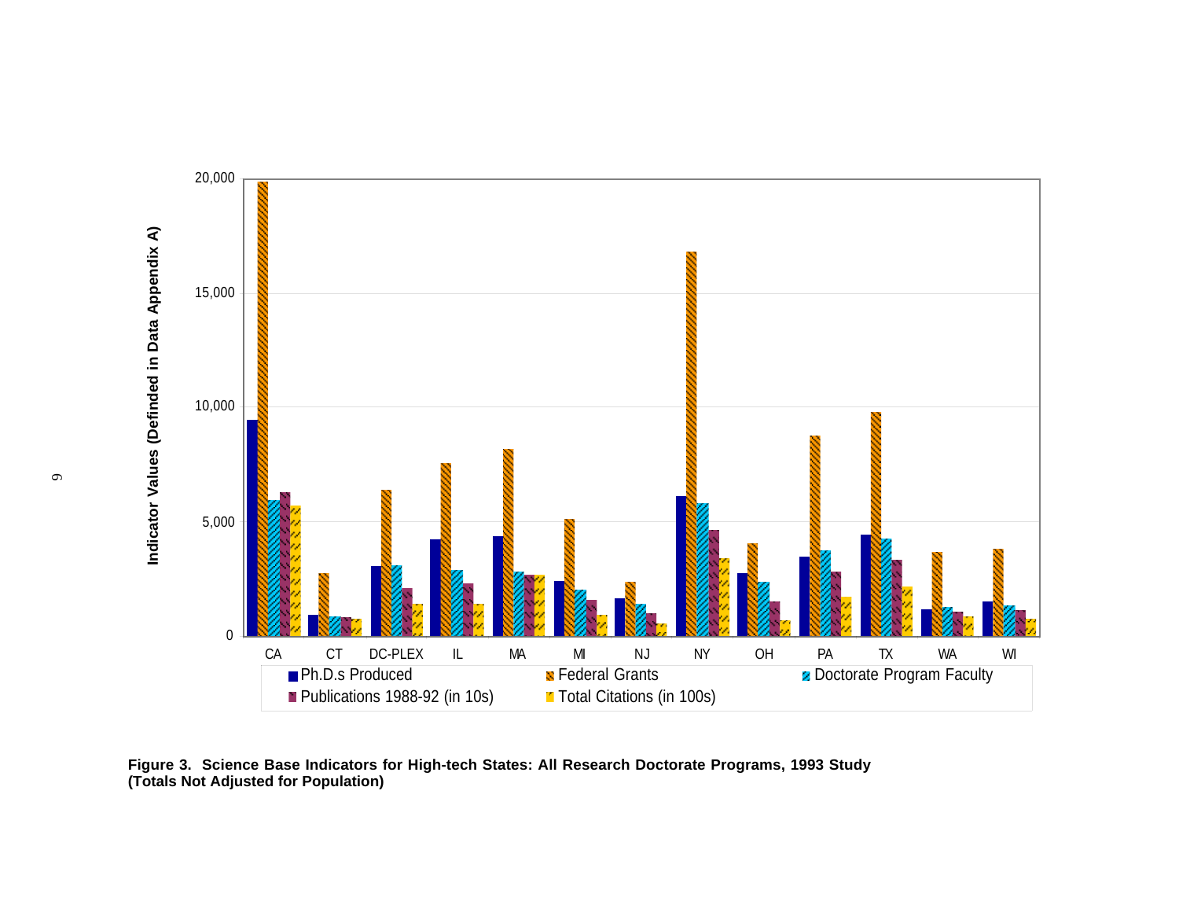**Figure 3. Science Base Indicators for High-tech States: All Research Doctorate Programs, 1993 Study (Totals Not Adjusted for Population)**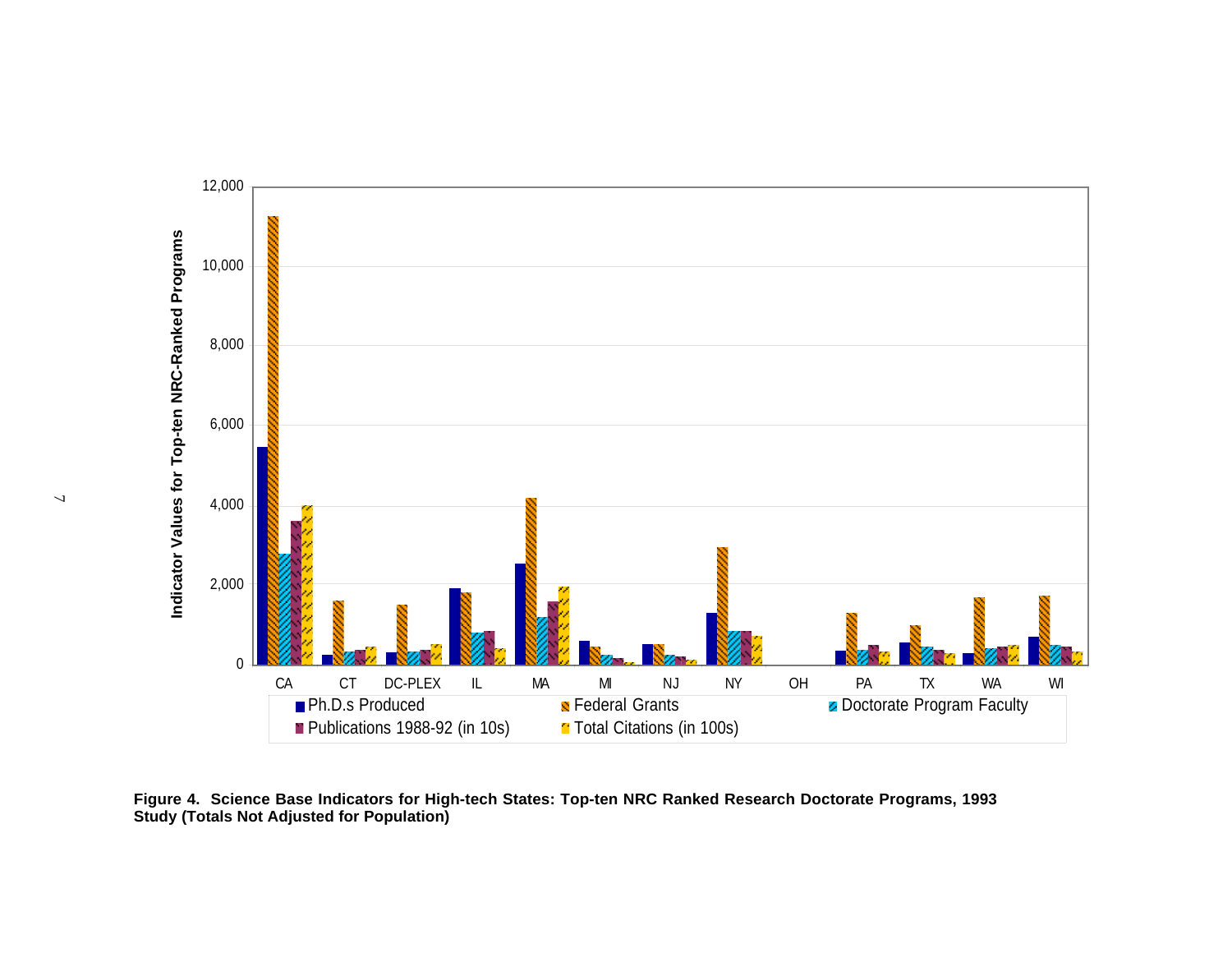Figure 4. Science Base Indicators for High-tech States: Top-ten NRC Ranked Research Doctorate Programs, 1993 Study (Totals Not Adjusted for Population)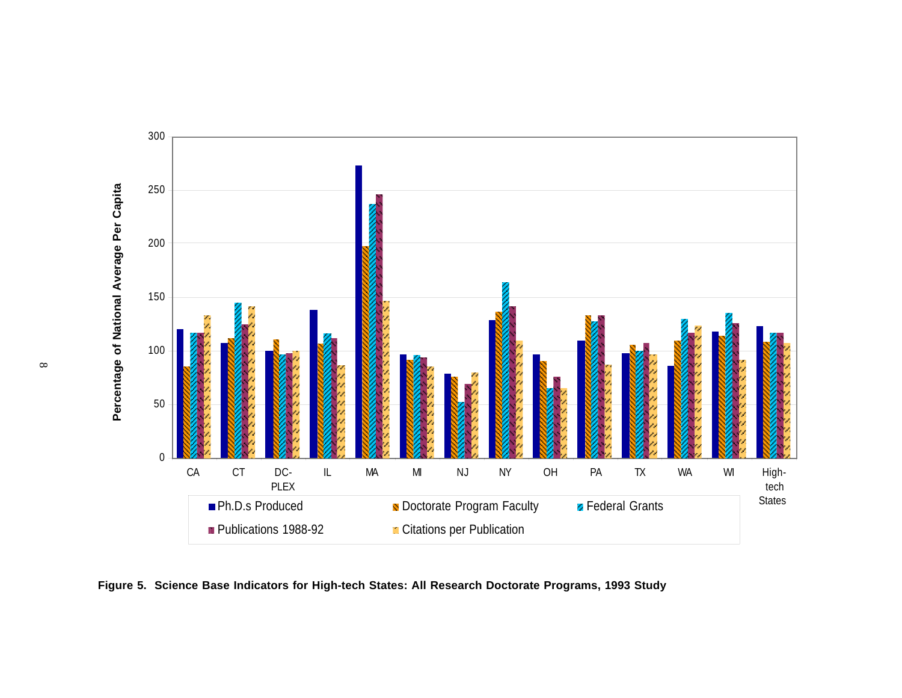Figure 5. Science Base Indicators for High-tech States: All Research Doctorate Programs, 1993 Study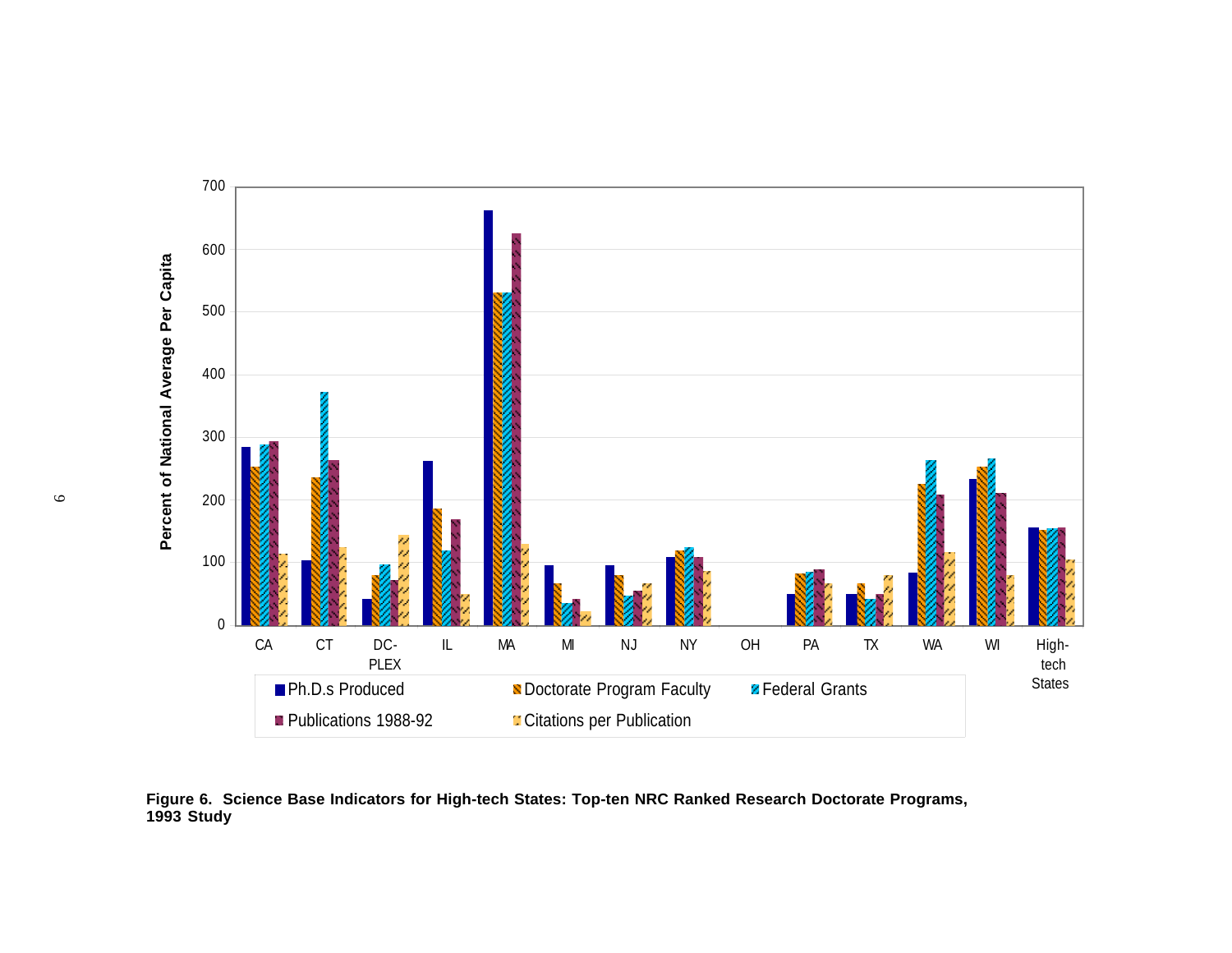**Figure 6. Science Base Indicators for High-tech States: Top-ten NRC Ranked Research Doctorate Programs, 1993 Study**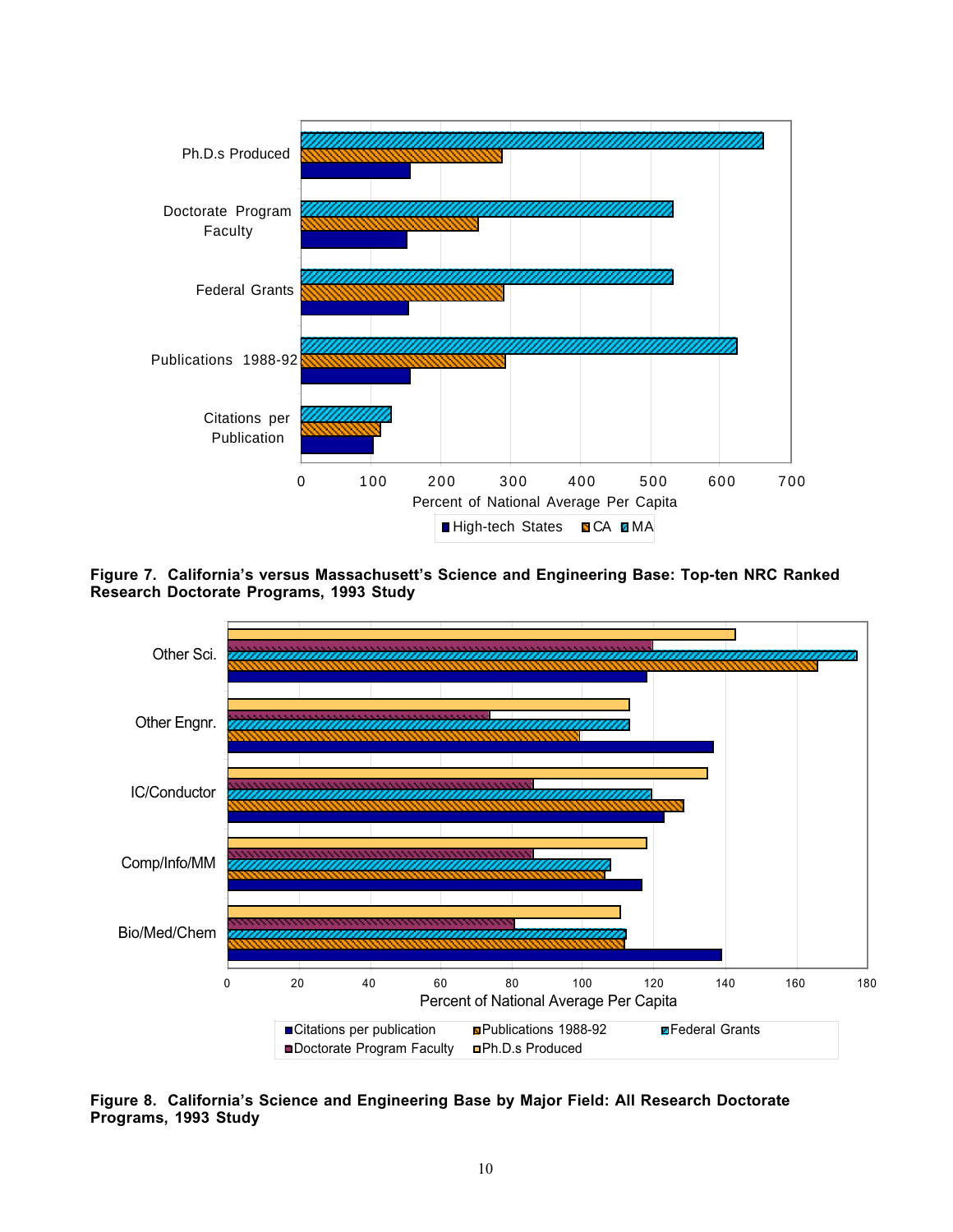**Figure 7. California's versus Massachusett's Science and Engineering Base: Top-ten NRC Ranked Research Doctorate Programs, 1993 Study**

**Figure 8. California's Science and Engineering Base by Major Field: All Research Doctorate Programs, 1993 Study**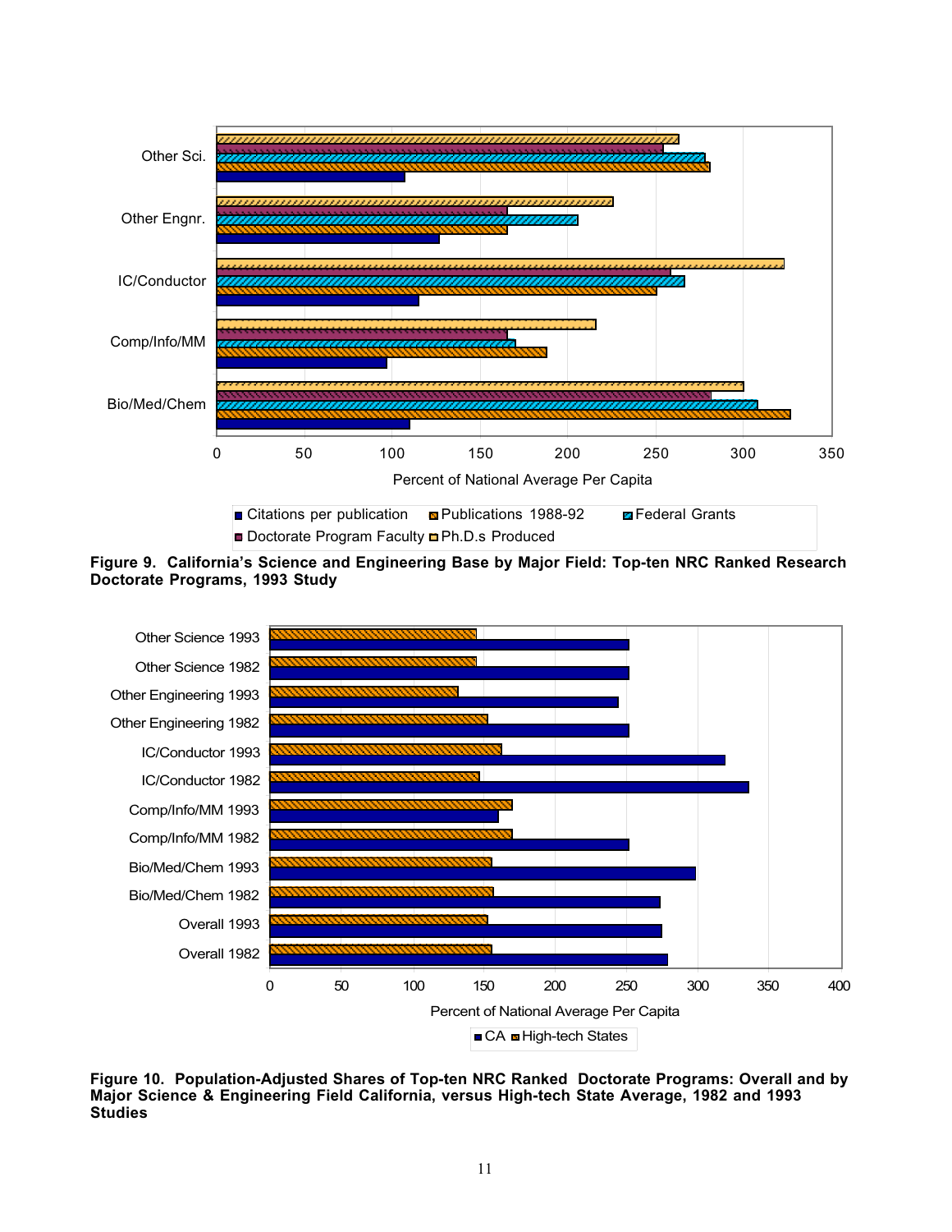**Figure 9. California's Science and Engineering Base by Major Field: Top-ten NRC Ranked Research Doctorate Programs, 1993 Study**

**Figure 10. Population-Adjusted Shares of Top-ten NRC Ranked Doctorate Programs: Overall and by Major Science & Engineering Field California, versus High-tech State Average, 1982 and 1993 Studies**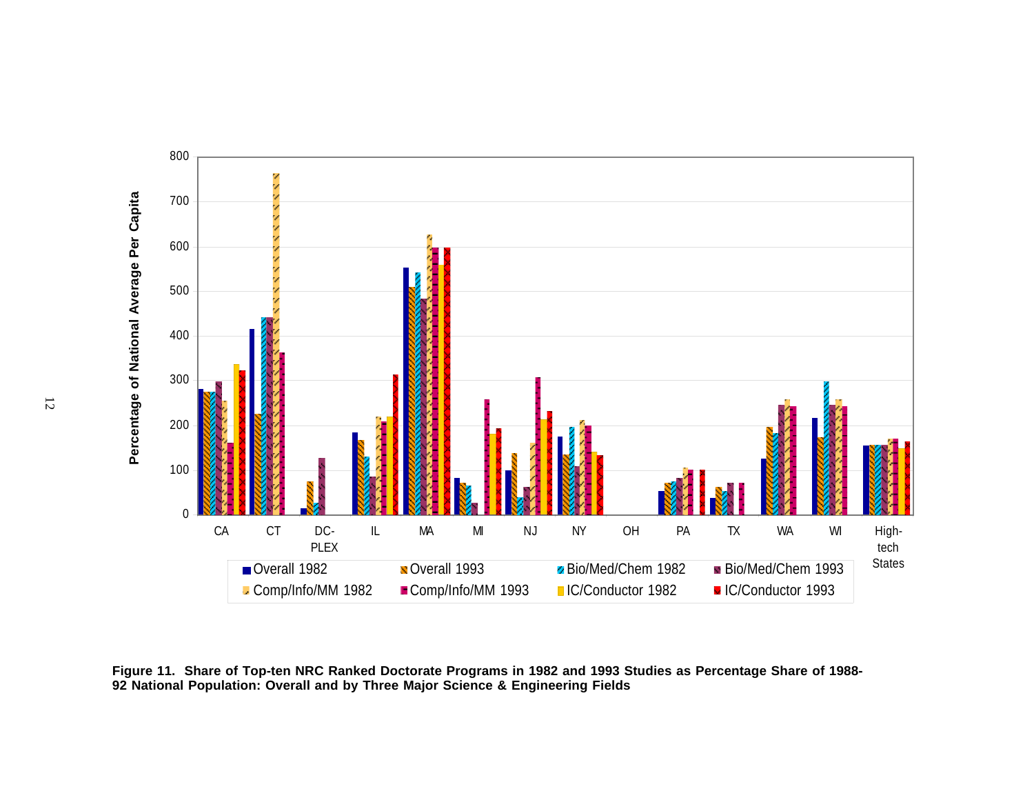**Figure 11. Share of Top-ten NRC Ranked Doctorate Programs in 1982 and 1993 Studies as Percentage Share of 1988-92 National Population: Overall and by Three Major Science & Engineering Fields**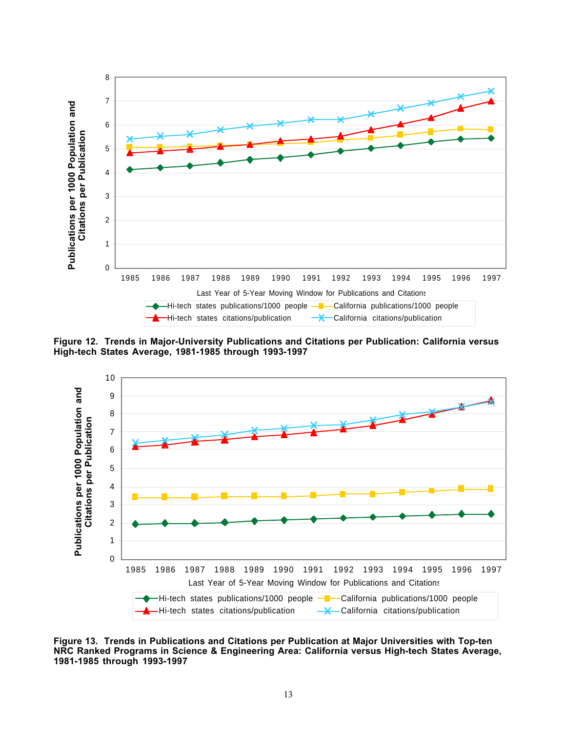**Figure 12. Trends in Major-University Publications and Citations per Publication: California versus High-tech States Average, 1981-1985 through 1993-1997**

**Figure 13. Trends in Publications and Citations per Publication at Major Universities with Top-ten NRC Ranked Programs in Science & Engineering Area: California versus High-tech States Average, 1981-1985 through 1993-1997**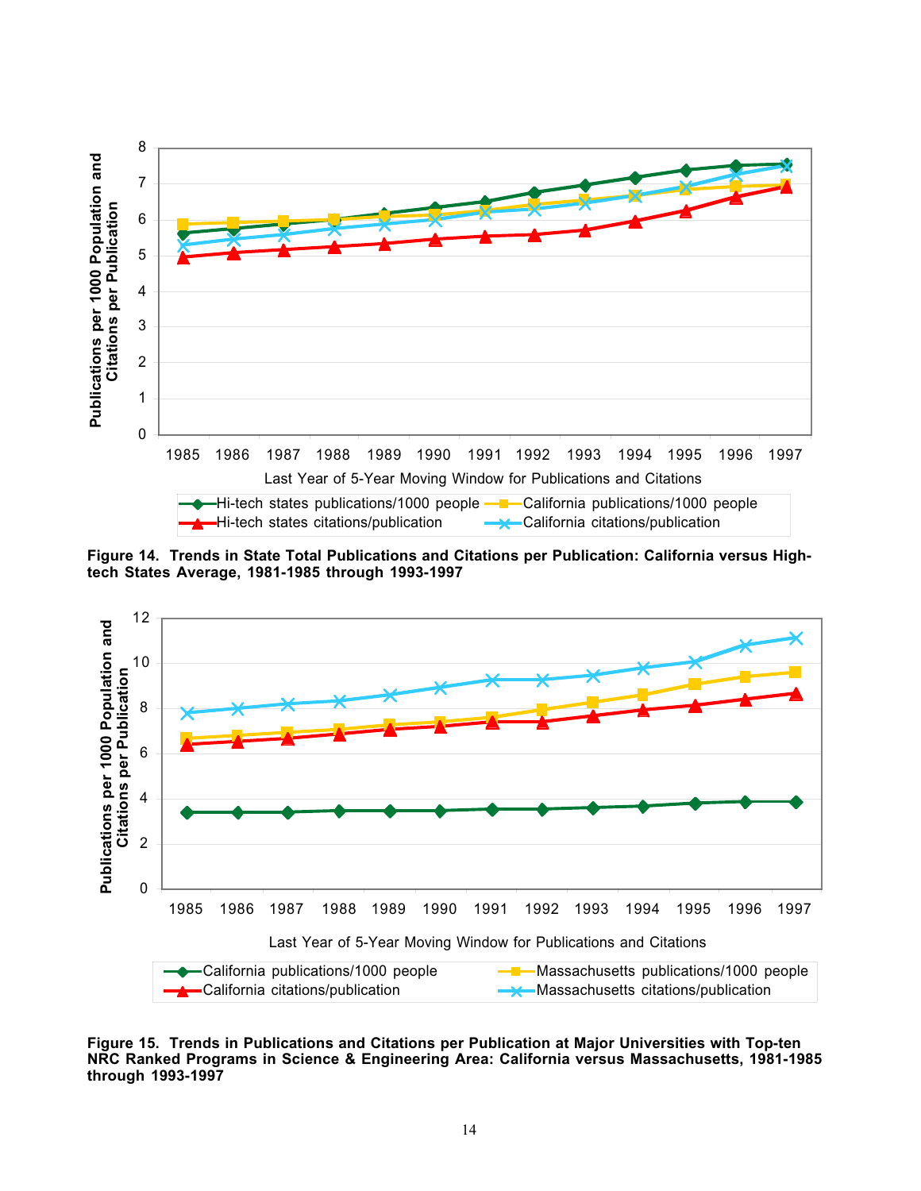**Figure 14. Trends in State Total Publications and Citations per Publication: California versus High-tech States Average, 1981-1985 through 1993-1997**

**Figure 15. Trends in Publications and Citations per Publication at Major Universities with Top-ten NRC Ranked Programs in Science & Engineering Area: California versus Massachusetts, 1981-1985 through 1993-1997**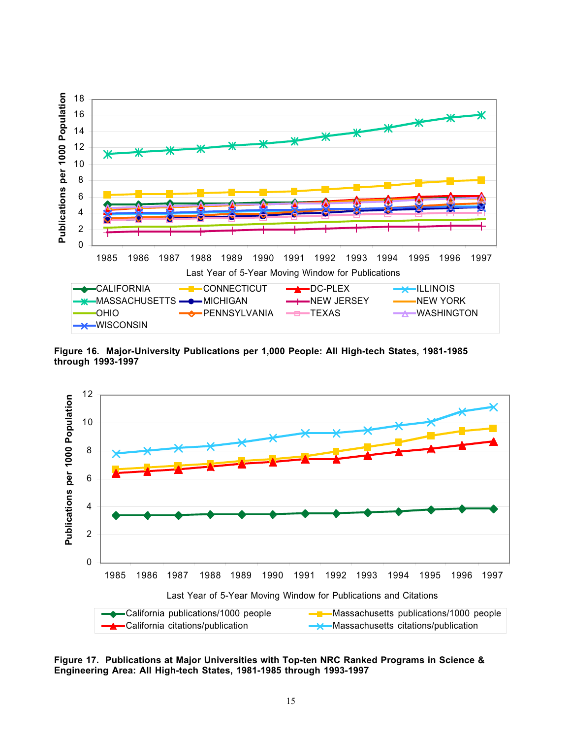**Figure 16. Major-University Publications per 1,000 People: All High-tech States, 1981-1985 through 1993-1997**

**Figure 17. Publications at Major Universities with Top-ten NRC Ranked Programs in Science & Engineering Area: All High-tech States, 1981-1985 through 1993-1997**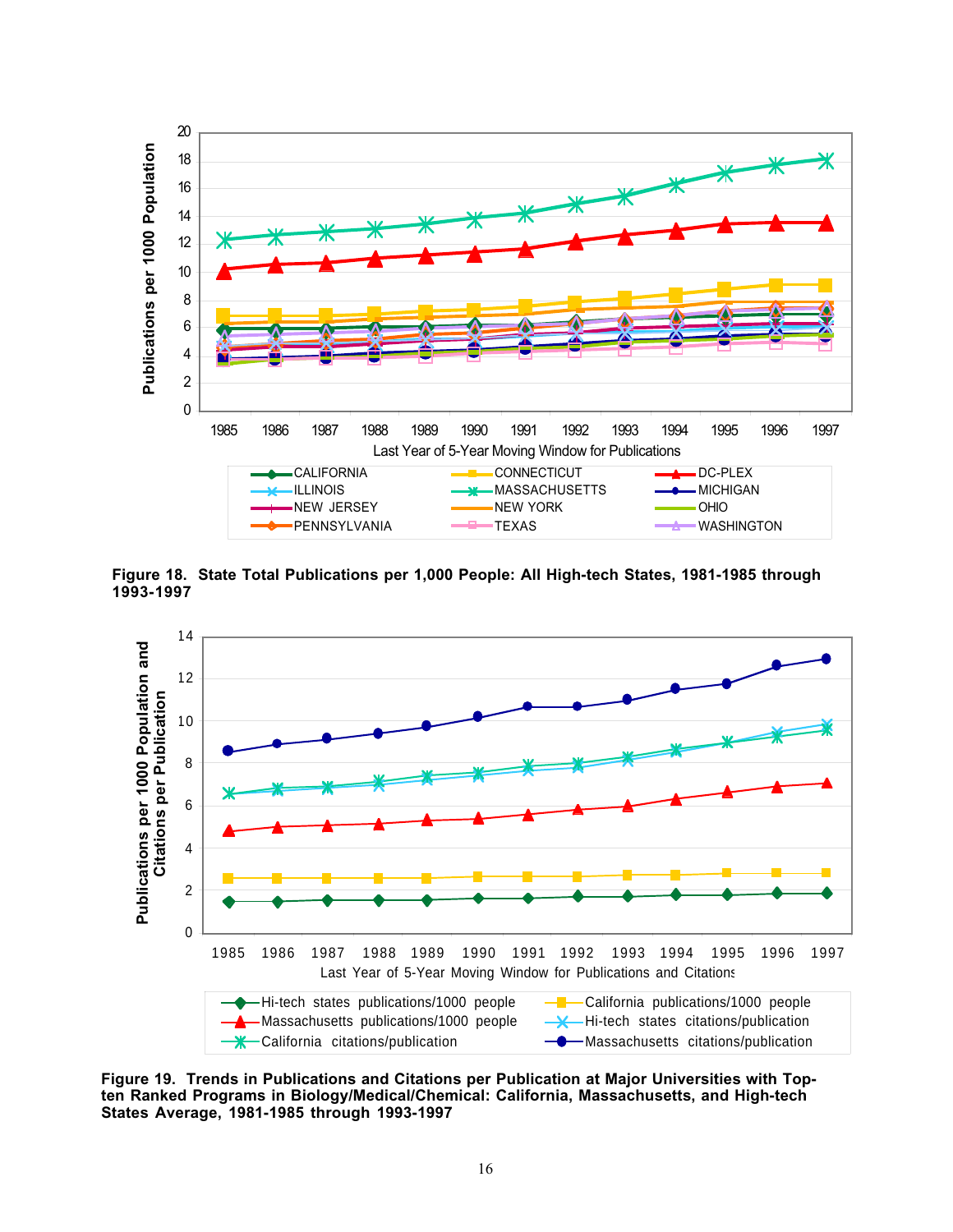**Figure 18. State Total Publications per 1,000 People: All High-tech States, 1981-1985 through 1993-1997**

**Figure 19. Trends in Publications and Citations per Publication at Major Universities with Top-ten Ranked Programs in Biology/Medical/Chemical: California, Massachusetts, and High-tech States Average, 1981-1985 through 1993-1997**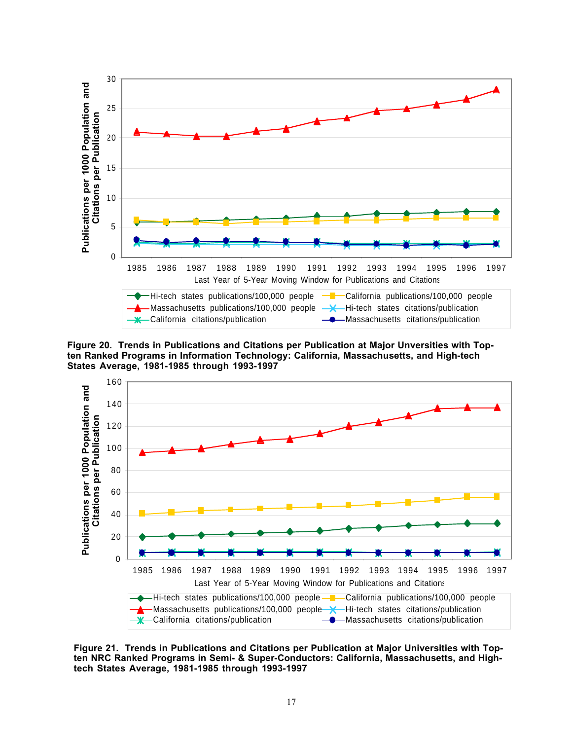**Figure 20. Trends in Publications and Citations per Publication at Major Unversities with Top-ten Ranked Programs in Information Technology: California, Massachusetts, and High-tech States Average, 1981-1985 through 1993-1997**

**Figure 21. Trends in Publications and Citations per Publication at Major Universities with Top-ten NRC Ranked Programs in Semi- & Super-Conductors: California, Massachusetts, and High-tech States Average, 1981-1985 through 1993-1997**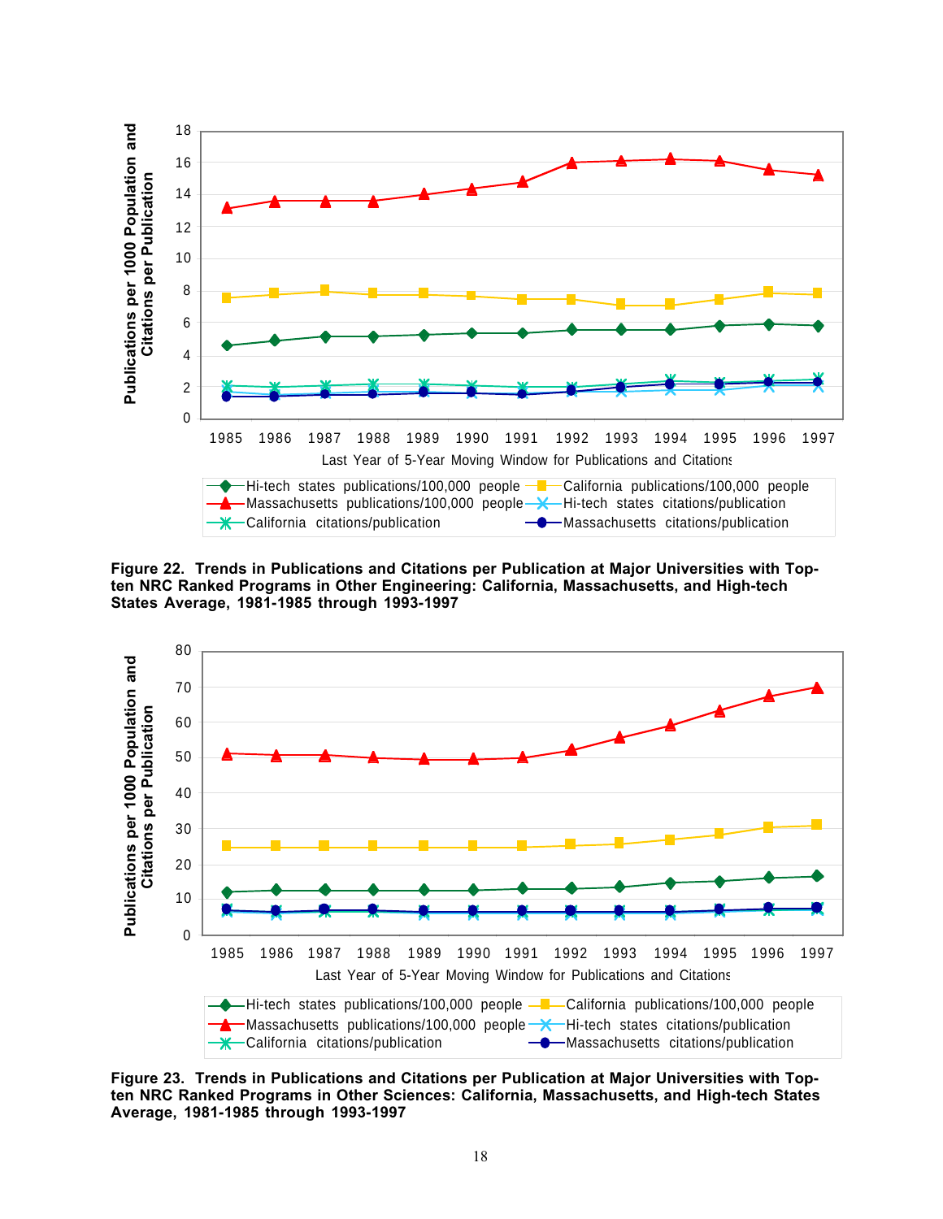Figure 22. Trends in Publications and Citations per Publication at Major Universities with Top-ten NRC Ranked Programs in Other Engineering: California, Massachusetts, and High-tech States Average, 1981-1985 through 1993-1997

Figure 23. Trends in Publications and Citations per Publication at Major Universities with Top-ten NRC Ranked Programs in Other Sciences: California, Massachusetts, and High-tech States Average, 1981-1985 through 1993-1997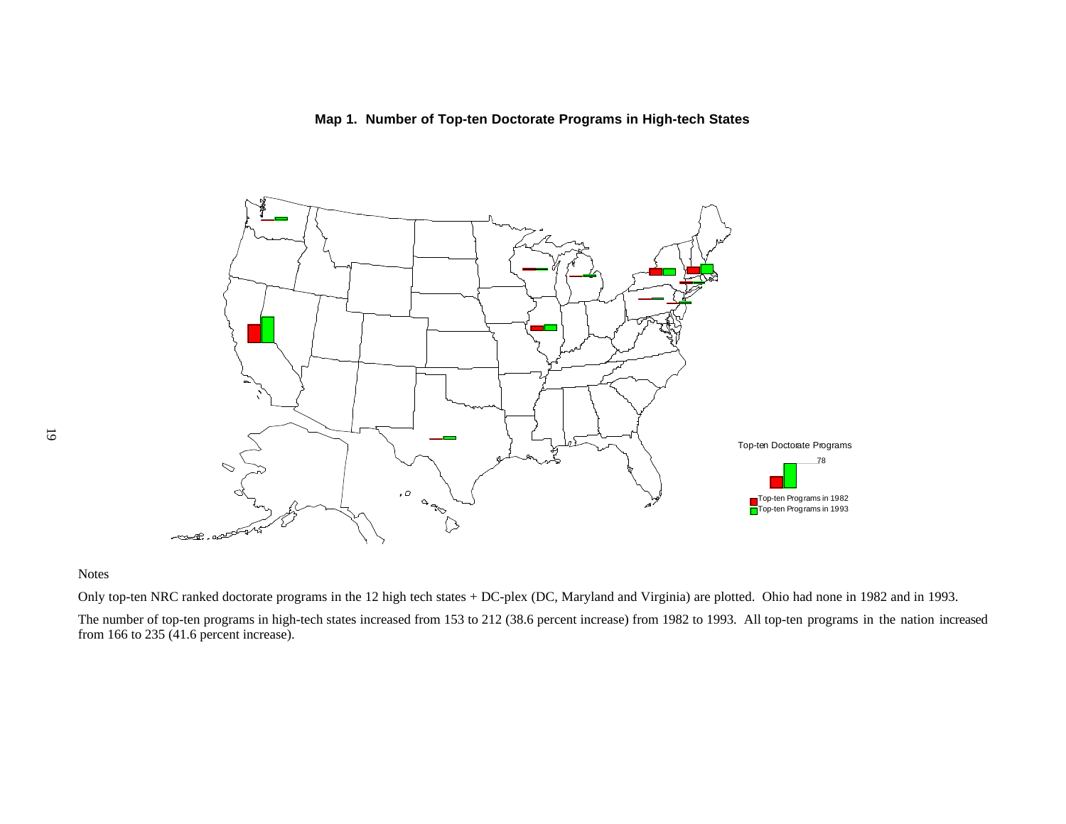**Map 1. Number of Top-ten Doctorate Programs in High-tech States**

Top-ten Doctorate Programs

78

Top-ten Programs in 1982
Top-ten Programs in 1993

Notes

Only top-ten NRC ranked doctorate programs in the 12 high tech states + DC-plex (DC, Maryland and Virginia) are plotted. Ohio had none in 1982 and in 1993.

The number of top-ten programs in high-tech states increased from 153 to 212 (38.6 percent increase) from 1982 to 1993. All top-ten programs in the nation increased from 166 to 235 (41.6 percent increase).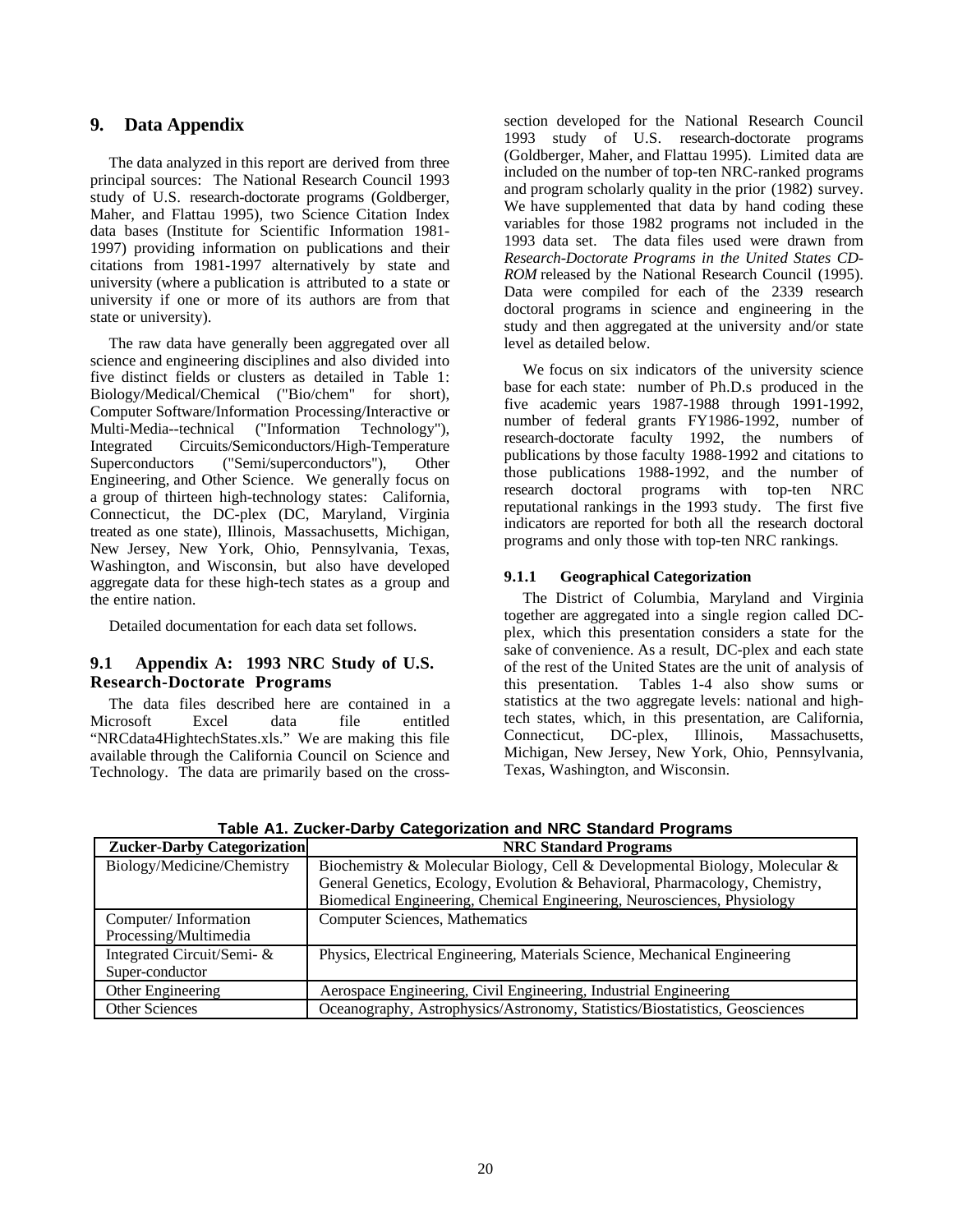# 9. Data Appendix

The data analyzed in this report are derived from three principal sources: The National Research Council 1993 study of U.S. research-doctorate programs (Goldberger, Maher, and Flattau 1995), two Science Citation Index data bases (Institute for Scientific Information 1981-1997) providing information on publications and their citations from 1981-1997 alternatively by state and university (where a publication is attributed to a state or university if one or more of its authors are from that state or university).

The raw data have generally been aggregated over all science and engineering disciplines and also divided into five distinct fields or clusters as detailed in Table 1: Biology/Medical/Chemical ("Bio/chem" for short), Computer Software/Information Processing/Interactive or Multi-Media--technical ("Information Technology"), Integrated Circuits/Semiconductors/High-Temperature Superconductors ("Semi/superconductors"), Other Engineering, and Other Science. We generally focus on a group of thirteen high-technology states: California, Connecticut, the DC-plex (DC, Maryland, Virginia treated as one state), Illinois, Massachusetts, Michigan, New Jersey, New York, Ohio, Pennsylvania, Texas, Washington, and Wisconsin, but also have developed aggregate data for these high-tech states as a group and the entire nation.

Detailed documentation for each data set follows.

## 9.1 Appendix A: 1993 NRC Study of U.S. Research-Doctorate Programs

The data files described here are contained in a Microsoft Excel data file entitled "NRCdata4HightechStates.xls." We are making this file available through the California Council on Science and Technology. The data are primarily based on the cross-section developed for the National Research Council 1993 study of U.S. research-doctorate programs (Goldberger, Maher, and Flattau 1995). Limited data are included on the number of top-ten NRC-ranked programs and program scholarly quality in the prior (1982) survey. We have supplemented that data by hand coding these variables for those 1982 programs not included in the 1993 data set. The data files used were drawn from *Research-Doctorate Programs in the United States CD-ROM* released by the National Research Council (1995). Data were compiled for each of the 2339 research doctoral programs in science and engineering in the study and then aggregated at the university and/or state level as detailed below.

We focus on six indicators of the university science base for each state: number of Ph.D.s produced in the five academic years 1987-1988 through 1991-1992, number of federal grants FY1986-1992, number of research-doctorate faculty 1992, the numbers of publications by those faculty 1988-1992 and citations to those publications 1988-1992, and the number of research doctoral programs with top-ten NRC reputational rankings in the 1993 study. The first five indicators are reported for both all the research doctoral programs and only those with top-ten NRC rankings.

### 9.1.1 Geographical Categorization

The District of Columbia, Maryland and Virginia together are aggregated into a single region called DC-plex, which this presentation considers a state for the sake of convenience. As a result, DC-plex and each state of the rest of the United States are the unit of analysis of this presentation. Tables 1-4 also show sums or statistics at the two aggregate levels: national and high-tech states, which, in this presentation, are California, Connecticut, DC-plex, Illinois, Massachusetts, Michigan, New Jersey, New York, Ohio, Pennsylvania, Texas, Washington, and Wisconsin.

**Table A1. Zucker-Darby Categorization and NRC Standard Programs**

| Zucker-Darby Categorization | NRC Standard Programs |
|---|---|
| Biology/Medicine/Chemistry | Biochemistry & Molecular Biology, Cell & Developmental Biology, Molecular & General Genetics, Ecology, Evolution & Behavioral, Pharmacology, Chemistry, Biomedical Engineering, Chemical Engineering, Neurosciences, Physiology |
| Computer/ Information Processing/Multimedia | Computer Sciences, Mathematics |
| Integrated Circuit/Semi- & Super-conductor | Physics, Electrical Engineering, Materials Science, Mechanical Engineering |
| Other Engineering | Aerospace Engineering, Civil Engineering, Industrial Engineering |
| Other Sciences | Oceanography, Astrophysics/Astronomy, Statistics/Biostatistics, Geosciences |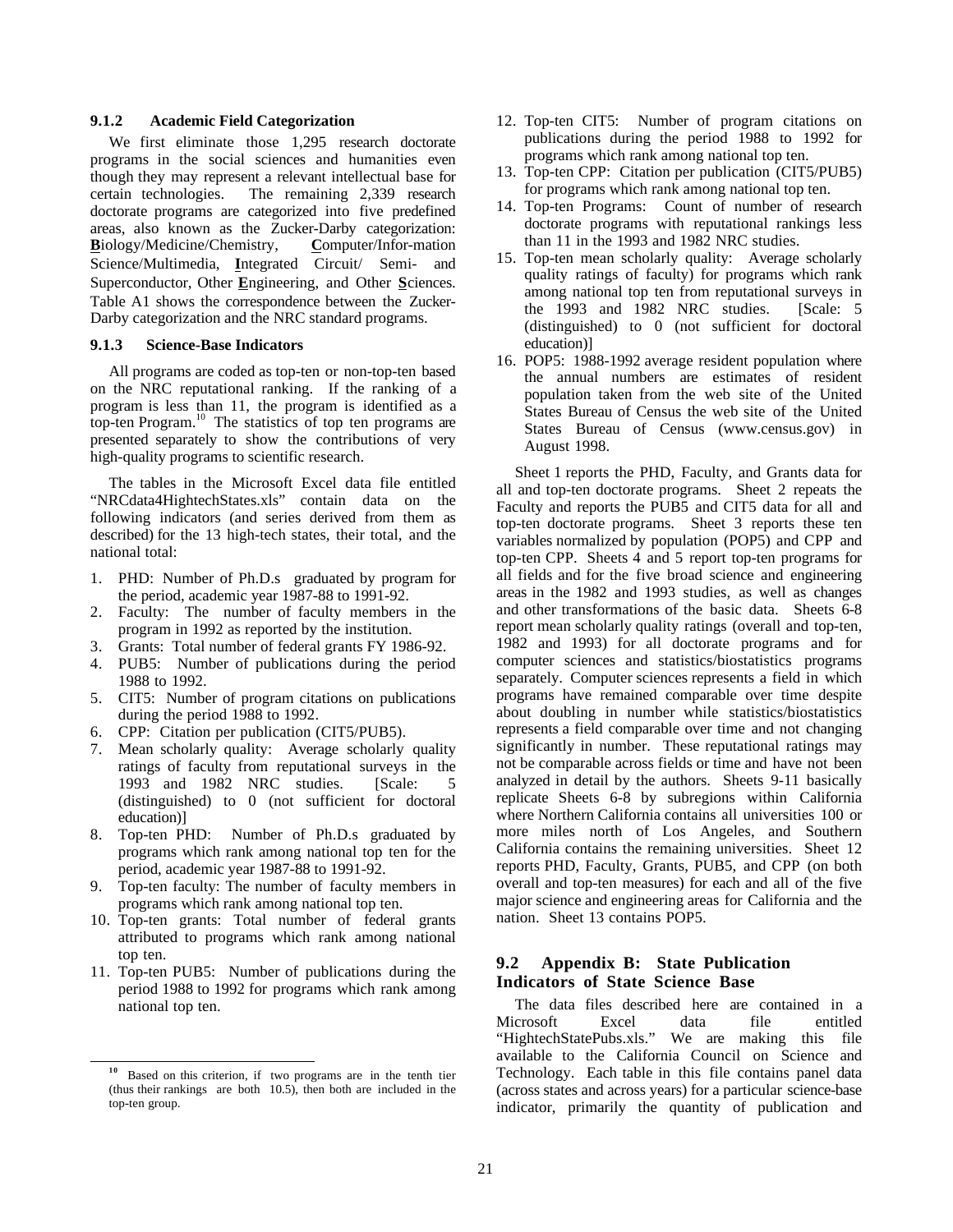### 9.1.2 Academic Field Categorization

We first eliminate those 1,295 research doctorate programs in the social sciences and humanities even though they may represent a relevant intellectual base for certain technologies. The remaining 2,339 research doctorate programs are categorized into five predefined areas, also known as the Zucker-Darby categorization: **B**iology/Medicine/Chemistry, **C**omputer/Infor-mation Science/Multimedia, **I**ntegrated Circuit/ Semi- and Superconductor, Other **E**ngineering, and Other **S**ciences. Table A1 shows the correspondence between the Zucker-Darby categorization and the NRC standard programs.

### 9.1.3 Science-Base Indicators

All programs are coded as top-ten or non-top-ten based on the NRC reputational ranking. If the ranking of a program is less than 11, the program is identified as a top-ten Program.[10] The statistics of top ten programs are presented separately to show the contributions of very high-quality programs to scientific research.

The tables in the Microsoft Excel data file entitled "NRCdata4HightechStates.xls" contain data on the following indicators (and series derived from them as described) for the 13 high-tech states, their total, and the national total:

1. PHD: Number of Ph.D.s graduated by program for the period, academic year 1987-88 to 1991-92.
2. Faculty: The number of faculty members in the program in 1992 as reported by the institution.
3. Grants: Total number of federal grants FY 1986-92.
4. PUB5: Number of publications during the period 1988 to 1992.
5. CIT5: Number of program citations on publications during the period 1988 to 1992.
6. CPP: Citation per publication (CIT5/PUB5).
7. Mean scholarly quality: Average scholarly quality ratings of faculty from reputational surveys in the 1993 and 1982 NRC studies. [Scale: 5 (distinguished) to 0 (not sufficient for doctoral education)]
8. Top-ten PHD: Number of Ph.D.s graduated by programs which rank among national top ten for the period, academic year 1987-88 to 1991-92.
9. Top-ten faculty: The number of faculty members in programs which rank among national top ten.
10. Top-ten grants: Total number of federal grants attributed to programs which rank among national top ten.
11. Top-ten PUB5: Number of publications during the period 1988 to 1992 for programs which rank among national top ten.
12. Top-ten CIT5: Number of program citations on publications during the period 1988 to 1992 for programs which rank among national top ten.
13. Top-ten CPP: Citation per publication (CIT5/PUB5) for programs which rank among national top ten.
14. Top-ten Programs: Count of number of research doctorate programs with reputational rankings less than 11 in the 1993 and 1982 NRC studies.
15. Top-ten mean scholarly quality: Average scholarly quality ratings of faculty) for programs which rank among national top ten from reputational surveys in the 1993 and 1982 NRC studies. [Scale: 5 (distinguished) to 0 (not sufficient for doctoral education)]
16. POP5: 1988-1992 average resident population where the annual numbers are estimates of resident population taken from the web site of the United States Bureau of Census the web site of the United States Bureau of Census (www.census.gov) in August 1998.

Sheet 1 reports the PHD, Faculty, and Grants data for all and top-ten doctorate programs. Sheet 2 repeats the Faculty and reports the PUB5 and CIT5 data for all and top-ten doctorate programs. Sheet 3 reports these ten variables normalized by population (POP5) and CPP and top-ten CPP. Sheets 4 and 5 report top-ten programs for all fields and for the five broad science and engineering areas in the 1982 and 1993 studies, as well as changes and other transformations of the basic data. Sheets 6-8 report mean scholarly quality ratings (overall and top-ten, 1982 and 1993) for all doctorate programs and for computer sciences and statistics/biostatistics programs separately. Computer sciences represents a field in which programs have remained comparable over time despite about doubling in number while statistics/biostatistics represents a field comparable over time and not changing significantly in number. These reputational ratings may not be comparable across fields or time and have not been analyzed in detail by the authors. Sheets 9-11 basically replicate Sheets 6-8 by subregions within California where Northern California contains all universities 100 or more miles north of Los Angeles, and Southern California contains the remaining universities. Sheet 12 reports PHD, Faculty, Grants, PUB5, and CPP (on both overall and top-ten measures) for each and all of the five major science and engineering areas for California and the nation. Sheet 13 contains POP5.

## 9.2 Appendix B: State Publication Indicators of State Science Base

The data files described here are contained in a Microsoft Excel data file entitled "HightechStatePubs.xls." We are making this file available to the California Council on Science and Technology. Each table in this file contains panel data (across states and across years) for a particular science-base indicator, primarily the quantity of publication and

[10] Based on this criterion, if two programs are in the tenth tier (thus their rankings are both 10.5), then both are included in the top-ten group.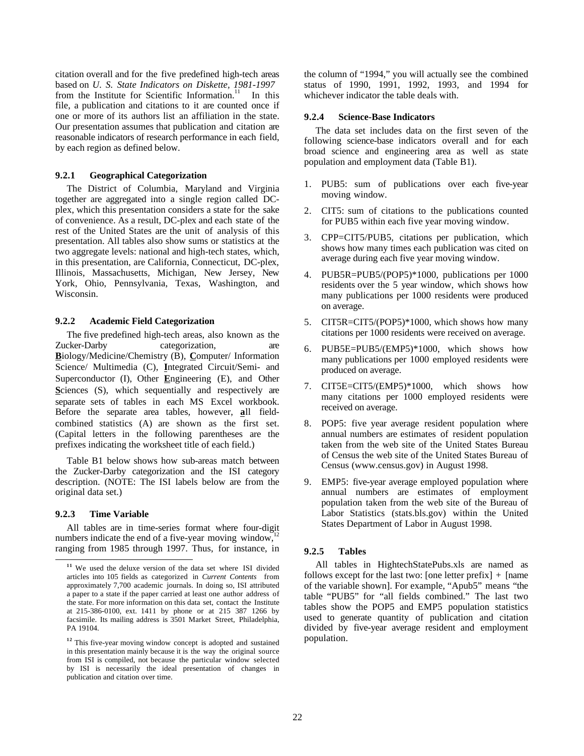citation overall and for the five predefined high-tech areas based on *U. S. State Indicators on Diskette, 1981-1997* from the Institute for Scientific Information.[11] In this file, a publication and citations to it are counted once if one or more of its authors list an affiliation in the state. Our presentation assumes that publication and citation are reasonable indicators of research performance in each field, by each region as defined below.

### 9.2.1 Geographical Categorization

The District of Columbia, Maryland and Virginia together are aggregated into a single region called DC-plex, which this presentation considers a state for the sake of convenience. As a result, DC-plex and each state of the rest of the United States are the unit of analysis of this presentation. All tables also show sums or statistics at the two aggregate levels: national and high-tech states, which, in this presentation, are California, Connecticut, DC-plex, Illinois, Massachusetts, Michigan, New Jersey, New York, Ohio, Pennsylvania, Texas, Washington, and Wisconsin.

### 9.2.2 Academic Field Categorization

The five predefined high-tech areas, also known as the Zucker-Darby categorization, are **B**iology/Medicine/Chemistry (B), **C**omputer/ Information Science/ Multimedia (C), **I**ntegrated Circuit/Semi- and Superconductor (I), Other **E**ngineering (E), and Other **S**ciences (S), which sequentially and respectively are separate sets of tables in each MS Excel workbook. Before the separate area tables, however, **a**ll field-combined statistics (A) are shown as the first set. (Capital letters in the following parentheses are the prefixes indicating the worksheet title of each field.)

Table B1 below shows how sub-areas match between the Zucker-Darby categorization and the ISI category description. (NOTE: The ISI labels below are from the original data set.)

### 9.2.3 Time Variable

All tables are in time-series format where four-digit numbers indicate the end of a five-year moving window,[12] ranging from 1985 through 1997. Thus, for instance, in the column of "1994," you will actually see the combined status of 1990, 1991, 1992, 1993, and 1994 for whichever indicator the table deals with.

### 9.2.4 Science-Base Indicators

The data set includes data on the first seven of the following science-base indicators overall and for each broad science and engineering area as well as state population and employment data (Table B1).

1. PUB5: sum of publications over each five-year moving window.
2. CIT5: sum of citations to the publications counted for PUB5 within each five year moving window.
3. CPP=CIT5/PUB5, citations per publication, which shows how many times each publication was cited on average during each five year moving window.
4. PUB5R=PUB5/(POP5)*1000, publications per 1000 residents over the 5 year window, which shows how many publications per 1000 residents were produced on average.
5. CIT5R=CIT5/(POP5)*1000, which shows how many citations per 1000 residents were received on average.
6. PUB5E=PUB5/(EMP5)*1000, which shows how many publications per 1000 employed residents were produced on average.
7. CIT5E=CIT5/(EMP5)*1000, which shows how many citations per 1000 employed residents were received on average.
8. POP5: five year average resident population where annual numbers are estimates of resident population taken from the web site of the United States Bureau of Census the web site of the United States Bureau of Census (www.census.gov) in August 1998.
9. EMP5: five-year average employed population where annual numbers are estimates of employment population taken from the web site of the Bureau of Labor Statistics (stats.bls.gov) within the United States Department of Labor in August 1998.

### 9.2.5 Tables

All tables in HightechStatePubs.xls are named as follows except for the last two: [one letter prefix] + [name of the variable shown]. For example, "Apub5" means "the table "PUB5" for "all fields combined." The last two tables show the POP5 and EMP5 population statistics used to generate quantity of publication and citation divided by five-year average resident and employment population.

---

[11] We used the deluxe version of the data set where ISI divided articles into 105 fields as categorized in *Current Contents* from approximately 7,700 academic journals. In doing so, ISI attributed a paper to a state if the paper carried at least one author address of the state. For more information on this data set, contact the Institute at 215-386-0100, ext. 1411 by phone or at 215 387 1266 by facsimile. Its mailing address is 3501 Market Street, Philadelphia, PA 19104.

[12] This five-year moving window concept is adopted and sustained in this presentation mainly because it is the way the original source from ISI is compiled, not because the particular window selected by ISI is necessarily the ideal presentation of changes in publication and citation over time.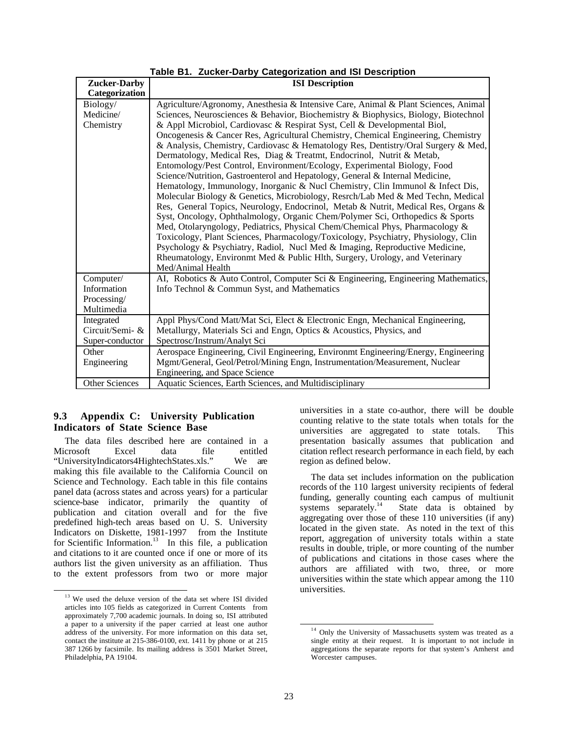**Table B1. Zucker-Darby Categorization and ISI Description**

| Zucker-Darby Categorization | ISI Description |
|---|---|
| Biology/ Medicine/ Chemistry | Agriculture/Agronomy, Anesthesia & Intensive Care, Animal & Plant Sciences, Animal Sciences, Neurosciences & Behavior, Biochemistry & Biophysics, Biology, Biotechnol & Appl Microbiol, Cardiovasc & Respirat Syst, Cell & Developmental Biol, Oncogenesis & Cancer Res, Agricultural Chemistry, Chemical Engineering, Chemistry & Analysis, Chemistry, Cardiovasc & Hematology Res, Dentistry/Oral Surgery & Med, Dermatology, Medical Res, Diag & Treatmt, Endocrinol, Nutrit & Metab, Entomology/Pest Control, Environment/Ecology, Experimental Biology, Food Science/Nutrition, Gastroenterol and Hepatology, General & Internal Medicine, Hematology, Immunology, Inorganic & Nucl Chemistry, Clin Immunol & Infect Dis, Molecular Biology & Genetics, Microbiology, Resrch/Lab Med & Med Techn, Medical Res, General Topics, Neurology, Endocrinol, Metab & Nutrit, Medical Res, Organs & Syst, Oncology, Ophthalmology, Organic Chem/Polymer Sci, Orthopedics & Sports Med, Otolaryngology, Pediatrics, Physical Chem/Chemical Phys, Pharmacology & Toxicology, Plant Sciences, Pharmacology/Toxicology, Psychiatry, Physiology, Clin Psychology & Psychiatry, Radiol, Nucl Med & Imaging, Reproductive Medicine, Rheumatology, Environmt Med & Public Hlth, Surgery, Urology, and Veterinary Med/Animal Health |
| Computer/ Information Processing/ Multimedia | AI, Robotics & Auto Control, Computer Sci & Engineering, Engineering Mathematics, Info Technol & Commun Syst, and Mathematics |
| Integrated Circuit/Semi- & Super-conductor | Appl Phys/Cond Matt/Mat Sci, Elect & Electronic Engn, Mechanical Engineering, Metallurgy, Materials Sci and Engn, Optics & Acoustics, Physics, and Spectrosc/Instrum/Analyt Sci |
| Other Engineering | Aerospace Engineering, Civil Engineering, Environmt Engineering/Energy, Engineering Mgmt/General, Geol/Petrol/Mining Engn, Instrumentation/Measurement, Nuclear Engineering, and Space Science |
| Other Sciences | Aquatic Sciences, Earth Sciences, and Multidisciplinary |

## 9.3 Appendix C: University Publication Indicators of State Science Base

The data files described here are contained in a Microsoft Excel data file entitled "UniversityIndicators4HightechStates.xls." We are making this file available to the California Council on Science and Technology. Each table in this file contains panel data (across states and across years) for a particular science-base indicator, primarily the quantity of publication and citation overall and for the five predefined high-tech areas based on U. S. University Indicators on Diskette, 1981-1997 from the Institute for Scientific Information.[13] In this file, a publication and citations to it are counted once if one or more of its authors list the given university as an affiliation. Thus to the extent professors from two or more major universities in a state co-author, there will be double counting relative to the state totals when totals for the universities are aggregated to state totals. This presentation basically assumes that publication and citation reflect research performance in each field, by each region as defined below.

The data set includes information on the publication records of the 110 largest university recipients of federal funding, generally counting each campus of multiunit systems separately.[14] State data is obtained by aggregating over those of these 110 universities (if any) located in the given state. As noted in the text of this report, aggregation of university totals within a state results in double, triple, or more counting of the number of publications and citations in those cases where the authors are affiliated with two, three, or more universities within the state which appear among the 110 universities.

[13] We used the deluxe version of the data set where ISI divided articles into 105 fields as categorized in Current Contents from approximately 7,700 academic journals. In doing so, ISI attributed a paper to a university if the paper carried at least one author address of the university. For more information on this data set, contact the institute at 215-386-0100, ext. 1411 by phone or at 215 387 1266 by facsimile. Its mailing address is 3501 Market Street, Philadelphia, PA 19104.

[14] Only the University of Massachusetts system was treated as a single entity at their request. It is important to not include in aggregations the separate reports for that system's Amherst and Worcester campuses.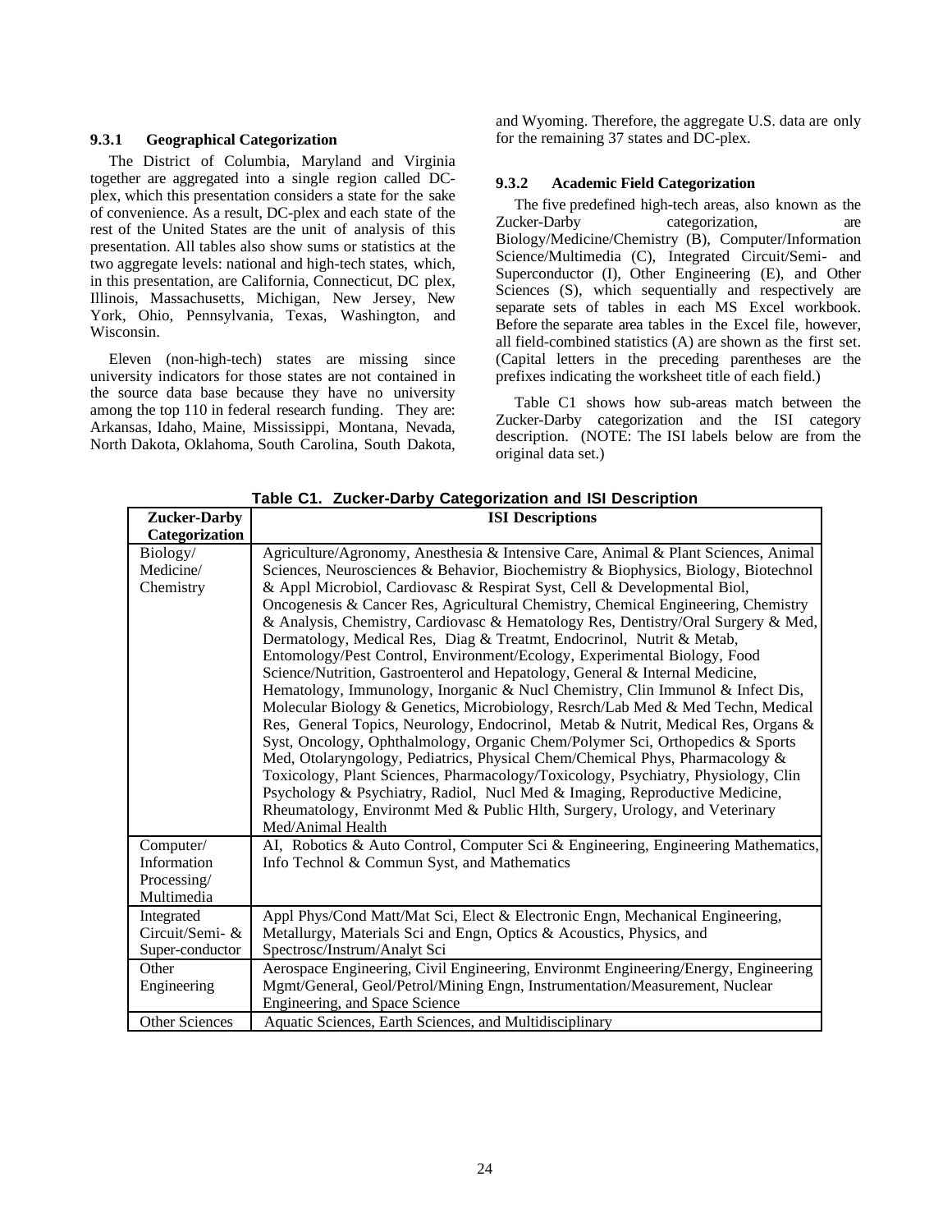### 9.3.1 Geographical Categorization

The District of Columbia, Maryland and Virginia together are aggregated into a single region called DC-plex, which this presentation considers a state for the sake of convenience. As a result, DC-plex and each state of the rest of the United States are the unit of analysis of this presentation. All tables also show sums or statistics at the two aggregate levels: national and high-tech states, which, in this presentation, are California, Connecticut, DC plex, Illinois, Massachusetts, Michigan, New Jersey, New York, Ohio, Pennsylvania, Texas, Washington, and Wisconsin.

Eleven (non-high-tech) states are missing since university indicators for those states are not contained in the source data base because they have no university among the top 110 in federal research funding. They are: Arkansas, Idaho, Maine, Mississippi, Montana, Nevada, North Dakota, Oklahoma, South Carolina, South Dakota, and Wyoming. Therefore, the aggregate U.S. data are only for the remaining 37 states and DC-plex.

### 9.3.2 Academic Field Categorization

The five predefined high-tech areas, also known as the Zucker-Darby categorization, are Biology/Medicine/Chemistry (B), Computer/Information Science/Multimedia (C), Integrated Circuit/Semi- and Superconductor (I), Other Engineering (E), and Other Sciences (S), which sequentially and respectively are separate sets of tables in each MS Excel workbook. Before the separate area tables in the Excel file, however, all field-combined statistics (A) are shown as the first set. (Capital letters in the preceding parentheses are the prefixes indicating the worksheet title of each field.)

Table C1 shows how sub-areas match between the Zucker-Darby categorization and the ISI category description. (NOTE: The ISI labels below are from the original data set.)

**Table C1. Zucker-Darby Categorization and ISI Description**

| Zucker-Darby Categorization | ISI Descriptions |
|---|---|
| Biology/ Medicine/ Chemistry | Agriculture/Agronomy, Anesthesia & Intensive Care, Animal & Plant Sciences, Animal Sciences, Neurosciences & Behavior, Biochemistry & Biophysics, Biology, Biotechnol & Appl Microbiol, Cardiovasc & Respirat Syst, Cell & Developmental Biol, Oncogenesis & Cancer Res, Agricultural Chemistry, Chemical Engineering, Chemistry & Analysis, Chemistry, Cardiovasc & Hematology Res, Dentistry/Oral Surgery & Med, Dermatology, Medical Res, Diag & Treatmt, Endocrinol, Nutrit & Metab, Entomology/Pest Control, Environment/Ecology, Experimental Biology, Food Science/Nutrition, Gastroenterol and Hepatology, General & Internal Medicine, Hematology, Immunology, Inorganic & Nucl Chemistry, Clin Immunol & Infect Dis, Molecular Biology & Genetics, Microbiology, Resrch/Lab Med & Med Techn, Medical Res, General Topics, Neurology, Endocrinol, Metab & Nutrit, Medical Res, Organs & Syst, Oncology, Ophthalmology, Organic Chem/Polymer Sci, Orthopedics & Sports Med, Otolaryngology, Pediatrics, Physical Chem/Chemical Phys, Pharmacology & Toxicology, Plant Sciences, Pharmacology/Toxicology, Psychiatry, Physiology, Clin Psychology & Psychiatry, Radiol, Nucl Med & Imaging, Reproductive Medicine, Rheumatology, Environmt Med & Public Hlth, Surgery, Urology, and Veterinary Med/Animal Health |
| Computer/ Information Processing/ Multimedia | AI, Robotics & Auto Control, Computer Sci & Engineering, Engineering Mathematics, Info Technol & Commun Syst, and Mathematics |
| Integrated Circuit/Semi- & Super-conductor | Appl Phys/Cond Matt/Mat Sci, Elect & Electronic Engn, Mechanical Engineering, Metallurgy, Materials Sci and Engn, Optics & Acoustics, Physics, and Spectrosc/Instrum/Analyt Sci |
| Other Engineering | Aerospace Engineering, Civil Engineering, Environmt Engineering/Energy, Engineering Mgmt/General, Geol/Petrol/Mining Engn, Instrumentation/Measurement, Nuclear Engineering, and Space Science |
| Other Sciences | Aquatic Sciences, Earth Sciences, and Multidisciplinary |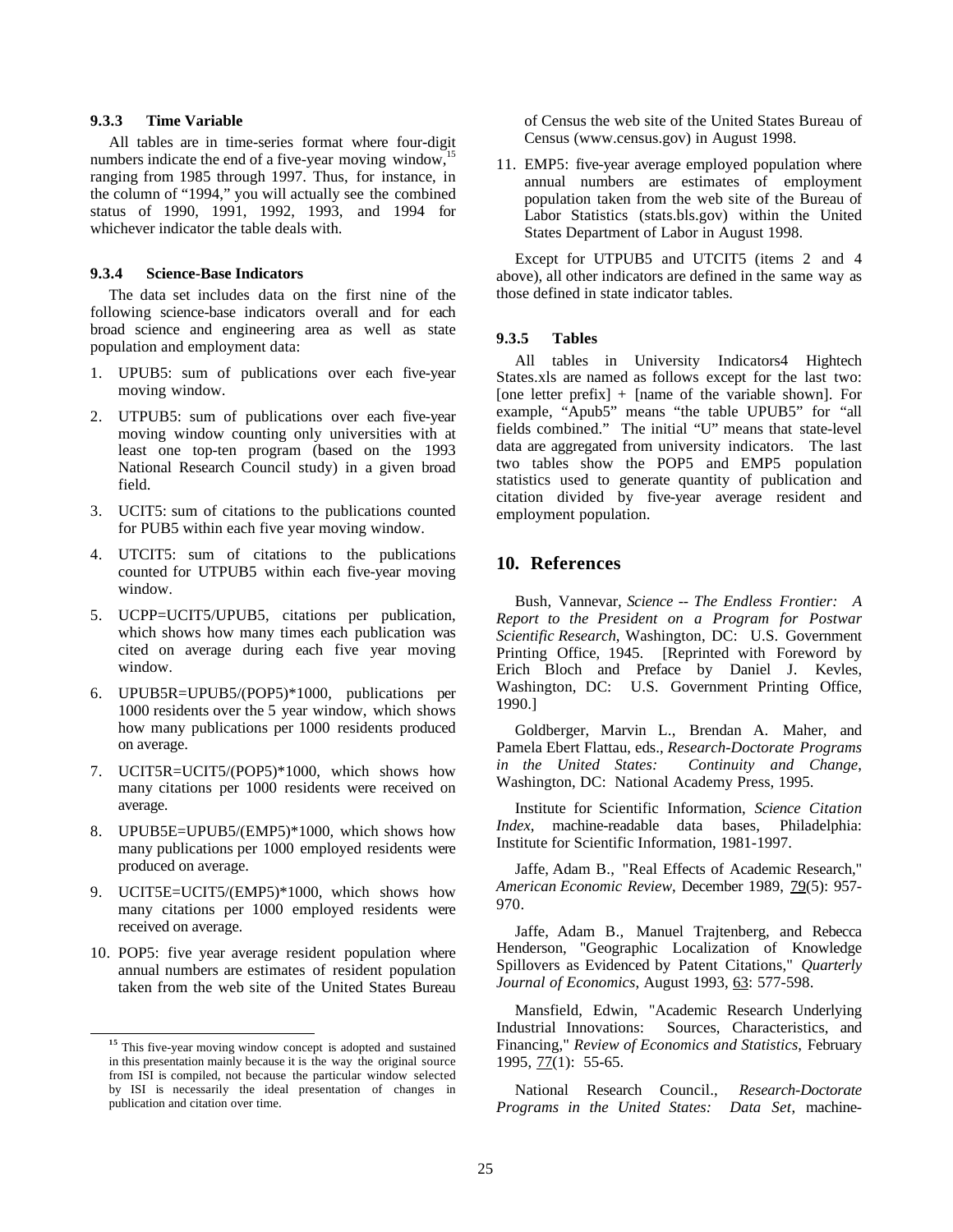### 9.3.3 Time Variable

All tables are in time-series format where four-digit numbers indicate the end of a five-year moving window,[15] ranging from 1985 through 1997. Thus, for instance, in the column of "1994," you will actually see the combined status of 1990, 1991, 1992, 1993, and 1994 for whichever indicator the table deals with.

### 9.3.4 Science-Base Indicators

The data set includes data on the first nine of the following science-base indicators overall and for each broad science and engineering area as well as state population and employment data:

1. UPUB5: sum of publications over each five-year moving window.
2. UTPUB5: sum of publications over each five-year moving window counting only universities with at least one top-ten program (based on the 1993 National Research Council study) in a given broad field.
3. UCIT5: sum of citations to the publications counted for PUB5 within each five year moving window.
4. UTCIT5: sum of citations to the publications counted for UTPUB5 within each five-year moving window.
5. UCPP=UCIT5/UPUB5, citations per publication, which shows how many times each publication was cited on average during each five year moving window.
6. UPUB5R=UPUB5/(POP5)*1000, publications per 1000 residents over the 5 year window, which shows how many publications per 1000 residents produced on average.
7. UCIT5R=UCIT5/(POP5)*1000, which shows how many citations per 1000 residents were received on average.
8. UPUB5E=UPUB5/(EMP5)*1000, which shows how many publications per 1000 employed residents were produced on average.
9. UCIT5E=UCIT5/(EMP5)*1000, which shows how many citations per 1000 employed residents were received on average.
10. POP5: five year average resident population where annual numbers are estimates of resident population taken from the web site of the United States Bureau of Census the web site of the United States Bureau of Census (www.census.gov) in August 1998.
11. EMP5: five-year average employed population where annual numbers are estimates of employment population taken from the web site of the Bureau of Labor Statistics (stats.bls.gov) within the United States Department of Labor in August 1998.

Except for UTPUB5 and UTCIT5 (items 2 and 4 above), all other indicators are defined in the same way as those defined in state indicator tables.

### 9.3.5 Tables

All tables in University Indicators4 Hightech States.xls are named as follows except for the last two: [one letter prefix] + [name of the variable shown]. For example, "Apub5" means "the table UPUB5" for "all fields combined." The initial "U" means that state-level data are aggregated from university indicators. The last two tables show the POP5 and EMP5 population statistics used to generate quantity of publication and citation divided by five-year average resident and employment population.

## 10. References

Bush, Vannevar, *Science -- The Endless Frontier: A Report to the President on a Program for Postwar Scientific Research*, Washington, DC: U.S. Government Printing Office, 1945. [Reprinted with Foreword by Erich Bloch and Preface by Daniel J. Kevles, Washington, DC: U.S. Government Printing Office, 1990.]

Goldberger, Marvin L., Brendan A. Maher, and Pamela Ebert Flattau, eds., *Research-Doctorate Programs in the United States: Continuity and Change*, Washington, DC: National Academy Press, 1995.

Institute for Scientific Information, *Science Citation Index*, machine-readable data bases, Philadelphia: Institute for Scientific Information, 1981-1997.

Jaffe, Adam B., "Real Effects of Academic Research," *American Economic Review*, December 1989, 79(5): 957-970.

Jaffe, Adam B., Manuel Trajtenberg, and Rebecca Henderson, "Geographic Localization of Knowledge Spillovers as Evidenced by Patent Citations," *Quarterly Journal of Economics*, August 1993, 63: 577-598.

Mansfield, Edwin, "Academic Research Underlying Industrial Innovations: Sources, Characteristics, and Financing," *Review of Economics and Statistics*, February 1995, 77(1): 55-65.

National Research Council., *Research-Doctorate Programs in the United States: Data Set*, machine-

[15] This five-year moving window concept is adopted and sustained in this presentation mainly because it is the way the original source from ISI is compiled, not because the particular window selected by ISI is necessarily the ideal presentation of changes in publication and citation over time.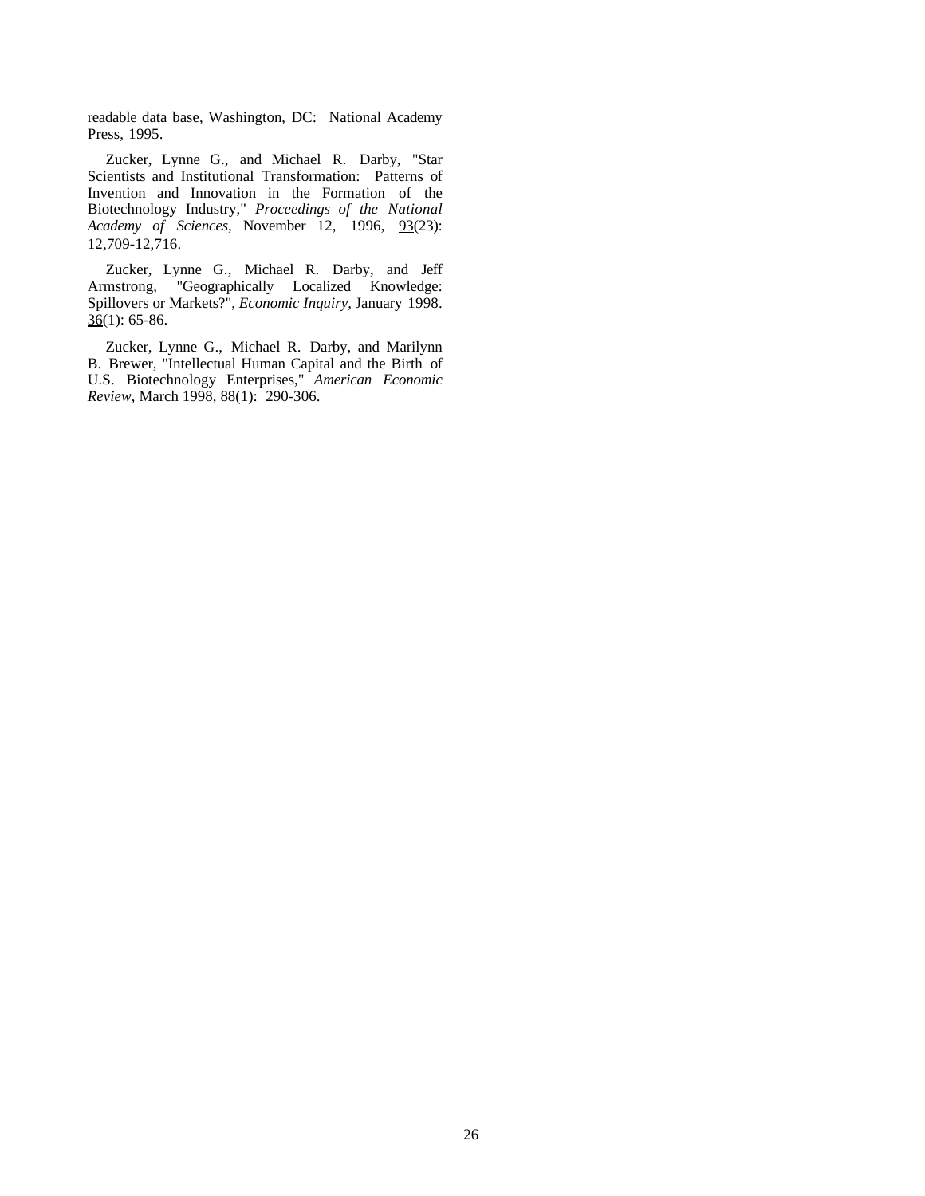readable data base, Washington, DC: National Academy Press, 1995.

Zucker, Lynne G., and Michael R. Darby, "Star Scientists and Institutional Transformation: Patterns of Invention and Innovation in the Formation of the Biotechnology Industry," *Proceedings of the National Academy of Sciences*, November 12, 1996, 93(23): 12,709-12,716.

Zucker, Lynne G., Michael R. Darby, and Jeff Armstrong, "Geographically Localized Knowledge: Spillovers or Markets?", *Economic Inquiry*, January 1998. 36(1): 65-86.

Zucker, Lynne G., Michael R. Darby, and Marilynn B. Brewer, "Intellectual Human Capital and the Birth of U.S. Biotechnology Enterprises," *American Economic Review*, March 1998, 88(1): 290-306.